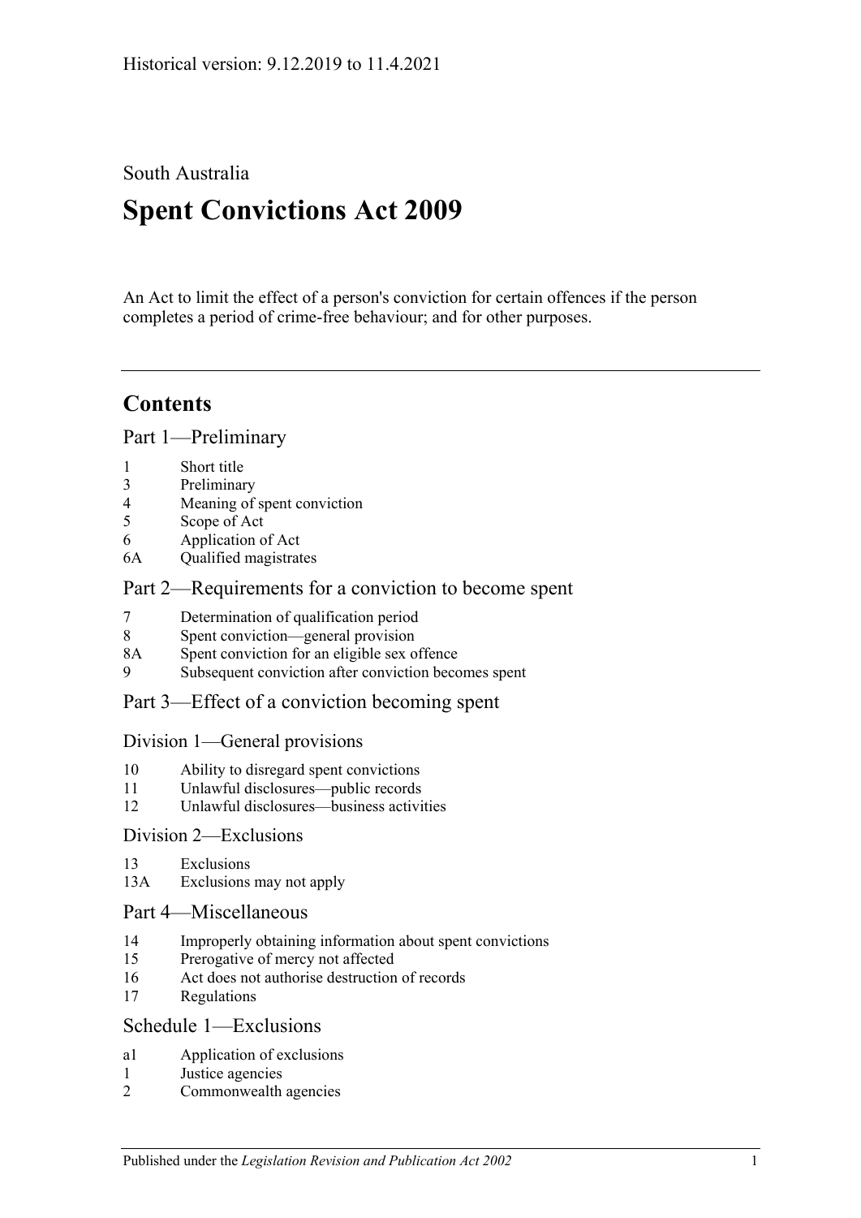Historical version: 9.12.2019 to 11.4.2021

South Australia

# Spent Convictions Act 2009

An Act to limit the effect of a person's conviction for certain offences if the person completes a period of crime-free behaviour; and for other purposes.

---

## Contents

### Part 1—Preliminary

1 Short title
3 Preliminary
4 Meaning of spent conviction
5 Scope of Act
6 Application of Act
6A Qualified magistrates

### Part 2—Requirements for a conviction to become spent

7 Determination of qualification period
8 Spent conviction—general provision
8A Spent conviction for an eligible sex offence
9 Subsequent conviction after conviction becomes spent

### Part 3—Effect of a conviction becoming spent

#### Division 1—General provisions

10 Ability to disregard spent convictions
11 Unlawful disclosures—public records
12 Unlawful disclosures—business activities

#### Division 2—Exclusions

13 Exclusions
13A Exclusions may not apply

### Part 4—Miscellaneous

14 Improperly obtaining information about spent convictions
15 Prerogative of mercy not affected
16 Act does not authorise destruction of records
17 Regulations

### Schedule 1—Exclusions

a1 Application of exclusions
1 Justice agencies
2 Commonwealth agencies

Published under the *Legislation Revision and Publication Act 2002*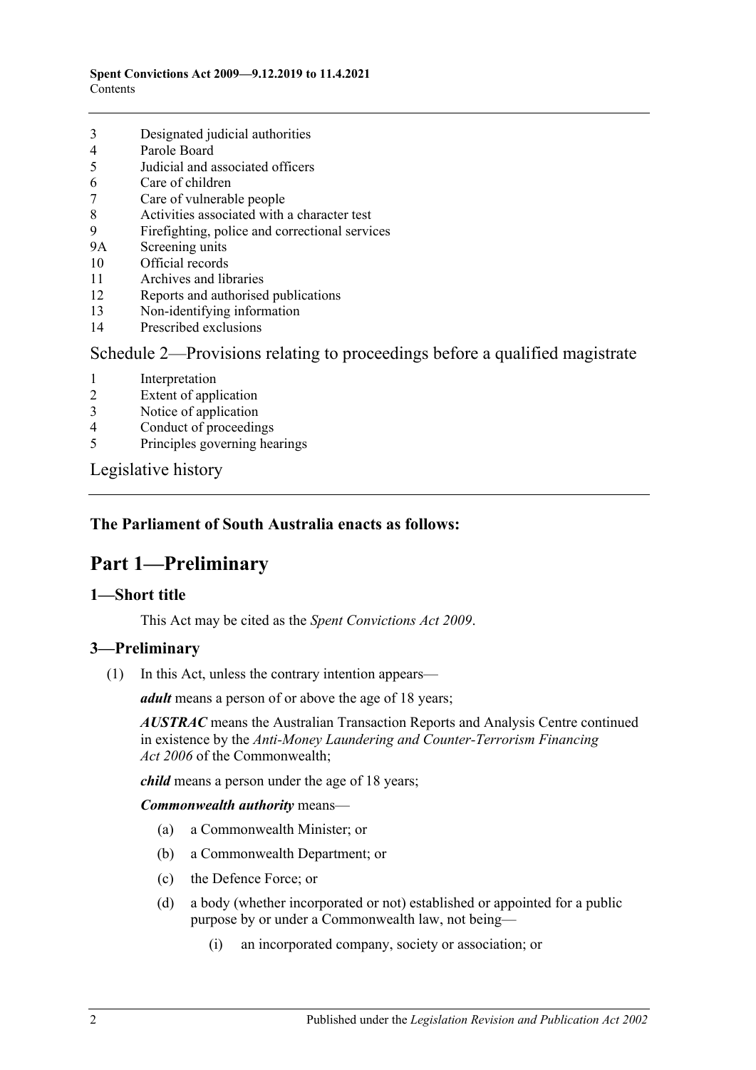3 Designated judicial authorities
4 Parole Board
5 Judicial and associated officers
6 Care of children
7 Care of vulnerable people
8 Activities associated with a character test
9 Firefighting, police and correctional services
9A Screening units
10 Official records
11 Archives and libraries
12 Reports and authorised publications
13 Non-identifying information
14 Prescribed exclusions

Schedule 2—Provisions relating to proceedings before a qualified magistrate

1 Interpretation
2 Extent of application
3 Notice of application
4 Conduct of proceedings
5 Principles governing hearings

Legislative history

**The Parliament of South Australia enacts as follows:**

# Part 1—Preliminary

## 1—Short title

This Act may be cited as the *Spent Convictions Act 2009*.

## 3—Preliminary

(1) In this Act, unless the contrary intention appears—

***adult*** means a person of or above the age of 18 years;

***AUSTRAC*** means the Australian Transaction Reports and Analysis Centre continued in existence by the *Anti-Money Laundering and Counter-Terrorism Financing Act 2006* of the Commonwealth;

***child*** means a person under the age of 18 years;

***Commonwealth authority*** means—

(a) a Commonwealth Minister; or

(b) a Commonwealth Department; or

(c) the Defence Force; or

(d) a body (whether incorporated or not) established or appointed for a public purpose by or under a Commonwealth law, not being—

(i) an incorporated company, society or association; or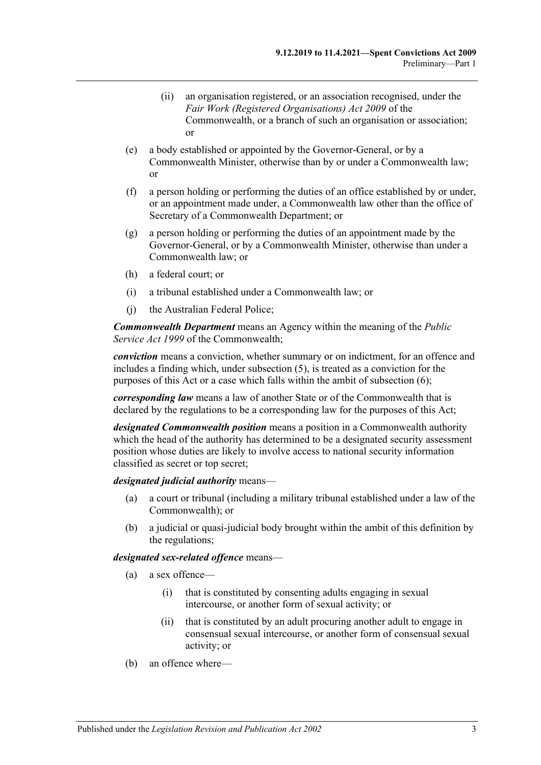(ii) an organisation registered, or an association recognised, under the *Fair Work (Registered Organisations) Act 2009* of the Commonwealth, or a branch of such an organisation or association; or

(e) a body established or appointed by the Governor-General, or by a Commonwealth Minister, otherwise than by or under a Commonwealth law; or

(f) a person holding or performing the duties of an office established by or under, or an appointment made under, a Commonwealth law other than the office of Secretary of a Commonwealth Department; or

(g) a person holding or performing the duties of an appointment made by the Governor-General, or by a Commonwealth Minister, otherwise than under a Commonwealth law; or

(h) a federal court; or

(i) a tribunal established under a Commonwealth law; or

(j) the Australian Federal Police;

***Commonwealth Department*** means an Agency within the meaning of the *Public Service Act 1999* of the Commonwealth;

***conviction*** means a conviction, whether summary or on indictment, for an offence and includes a finding which, under subsection (5), is treated as a conviction for the purposes of this Act or a case which falls within the ambit of subsection (6);

***corresponding law*** means a law of another State or of the Commonwealth that is declared by the regulations to be a corresponding law for the purposes of this Act;

***designated Commonwealth position*** means a position in a Commonwealth authority which the head of the authority has determined to be a designated security assessment position whose duties are likely to involve access to national security information classified as secret or top secret;

***designated judicial authority*** means—

(a) a court or tribunal (including a military tribunal established under a law of the Commonwealth); or

(b) a judicial or quasi-judicial body brought within the ambit of this definition by the regulations;

***designated sex-related offence*** means—

(a) a sex offence—

(i) that is constituted by consenting adults engaging in sexual intercourse, or another form of sexual activity; or

(ii) that is constituted by an adult procuring another adult to engage in consensual sexual intercourse, or another form of consensual sexual activity; or

(b) an offence where—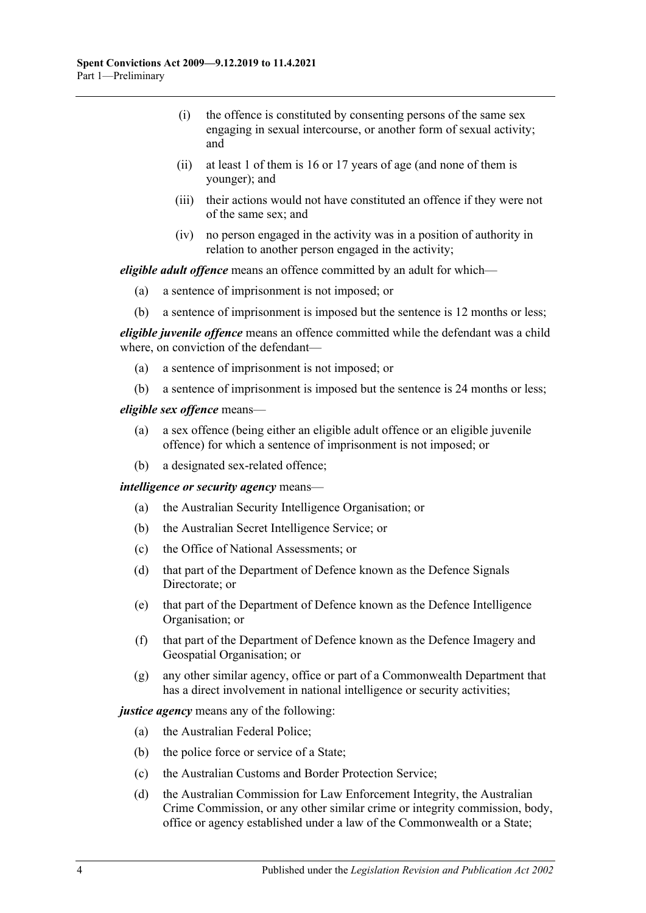- (i) the offence is constituted by consenting persons of the same sex engaging in sexual intercourse, or another form of sexual activity; and
- (ii) at least 1 of them is 16 or 17 years of age (and none of them is younger); and
- (iii) their actions would not have constituted an offence if they were not of the same sex; and
- (iv) no person engaged in the activity was in a position of authority in relation to another person engaged in the activity;

***eligible adult offence*** means an offence committed by an adult for which—

- (a) a sentence of imprisonment is not imposed; or
- (b) a sentence of imprisonment is imposed but the sentence is 12 months or less;

***eligible juvenile offence*** means an offence committed while the defendant was a child where, on conviction of the defendant—

- (a) a sentence of imprisonment is not imposed; or
- (b) a sentence of imprisonment is imposed but the sentence is 24 months or less;

***eligible sex offence*** means—

- (a) a sex offence (being either an eligible adult offence or an eligible juvenile offence) for which a sentence of imprisonment is not imposed; or
- (b) a designated sex-related offence;

***intelligence or security agency*** means—

- (a) the Australian Security Intelligence Organisation; or
- (b) the Australian Secret Intelligence Service; or
- (c) the Office of National Assessments; or
- (d) that part of the Department of Defence known as the Defence Signals Directorate; or
- (e) that part of the Department of Defence known as the Defence Intelligence Organisation; or
- (f) that part of the Department of Defence known as the Defence Imagery and Geospatial Organisation; or
- (g) any other similar agency, office or part of a Commonwealth Department that has a direct involvement in national intelligence or security activities;

***justice agency*** means any of the following:

- (a) the Australian Federal Police;
- (b) the police force or service of a State;
- (c) the Australian Customs and Border Protection Service;
- (d) the Australian Commission for Law Enforcement Integrity, the Australian Crime Commission, or any other similar crime or integrity commission, body, office or agency established under a law of the Commonwealth or a State;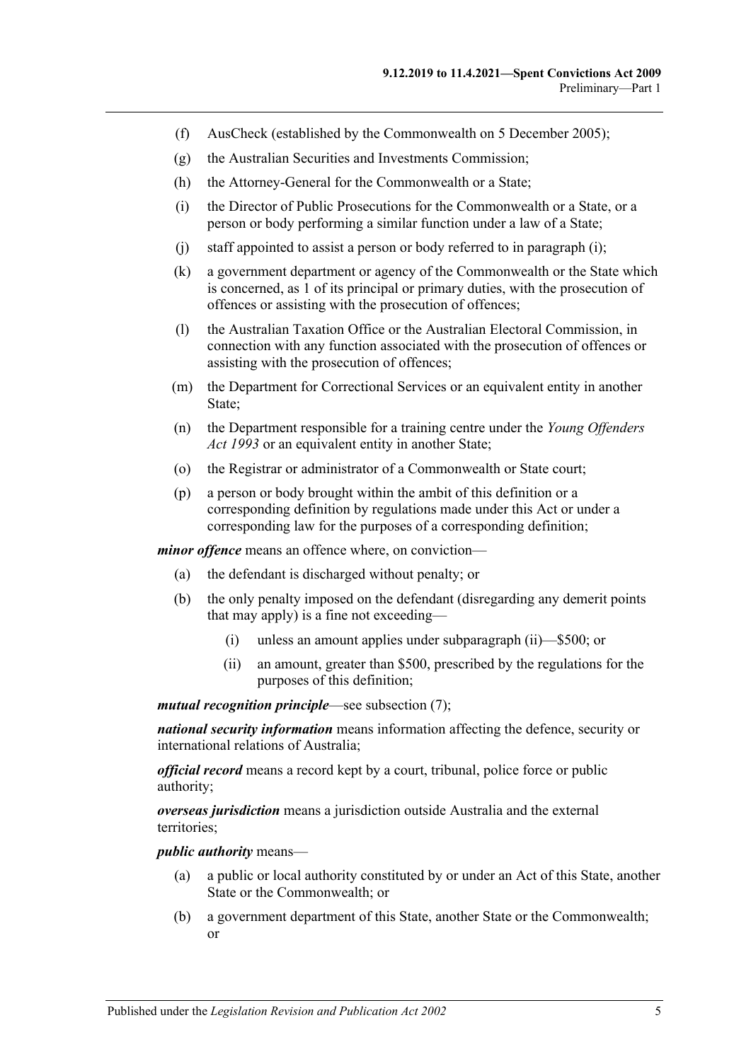(f) AusCheck (established by the Commonwealth on 5 December 2005);

(g) the Australian Securities and Investments Commission;

(h) the Attorney-General for the Commonwealth or a State;

(i) the Director of Public Prosecutions for the Commonwealth or a State, or a person or body performing a similar function under a law of a State;

(j) staff appointed to assist a person or body referred to in paragraph (i);

(k) a government department or agency of the Commonwealth or the State which is concerned, as 1 of its principal or primary duties, with the prosecution of offences or assisting with the prosecution of offences;

(l) the Australian Taxation Office or the Australian Electoral Commission, in connection with any function associated with the prosecution of offences or assisting with the prosecution of offences;

(m) the Department for Correctional Services or an equivalent entity in another State;

(n) the Department responsible for a training centre under the *Young Offenders Act 1993* or an equivalent entity in another State;

(o) the Registrar or administrator of a Commonwealth or State court;

(p) a person or body brought within the ambit of this definition or a corresponding definition by regulations made under this Act or under a corresponding law for the purposes of a corresponding definition;

***minor offence*** means an offence where, on conviction—

(a) the defendant is discharged without penalty; or

(b) the only penalty imposed on the defendant (disregarding any demerit points that may apply) is a fine not exceeding—

(i) unless an amount applies under subparagraph (ii)—$500; or

(ii) an amount, greater than $500, prescribed by the regulations for the purposes of this definition;

***mutual recognition principle***—see subsection (7);

***national security information*** means information affecting the defence, security or international relations of Australia;

***official record*** means a record kept by a court, tribunal, police force or public authority;

***overseas jurisdiction*** means a jurisdiction outside Australia and the external territories;

***public authority*** means—

(a) a public or local authority constituted by or under an Act of this State, another State or the Commonwealth; or

(b) a government department of this State, another State or the Commonwealth; or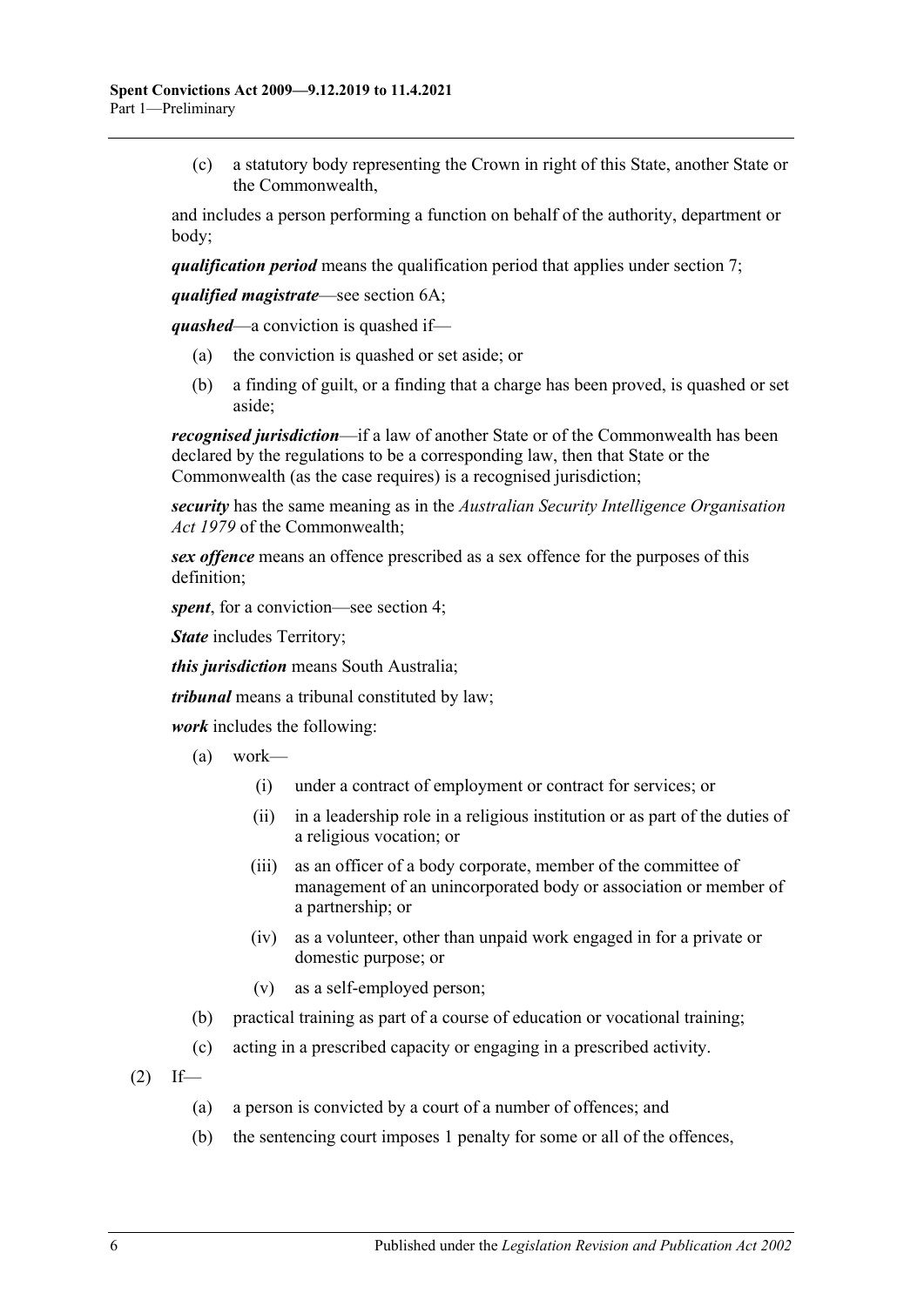(c) a statutory body representing the Crown in right of this State, another State or the Commonwealth,

and includes a person performing a function on behalf of the authority, department or body;

***qualification period*** means the qualification period that applies under section 7;

***qualified magistrate***—see section 6A;

***quashed***—a conviction is quashed if—

(a) the conviction is quashed or set aside; or

(b) a finding of guilt, or a finding that a charge has been proved, is quashed or set aside;

***recognised jurisdiction***—if a law of another State or of the Commonwealth has been declared by the regulations to be a corresponding law, then that State or the Commonwealth (as the case requires) is a recognised jurisdiction;

***security*** has the same meaning as in the *Australian Security Intelligence Organisation Act 1979* of the Commonwealth;

***sex offence*** means an offence prescribed as a sex offence for the purposes of this definition;

***spent***, for a conviction—see section 4;

***State*** includes Territory;

***this jurisdiction*** means South Australia;

***tribunal*** means a tribunal constituted by law;

***work*** includes the following:

(a) work—

(i) under a contract of employment or contract for services; or

(ii) in a leadership role in a religious institution or as part of the duties of a religious vocation; or

(iii) as an officer of a body corporate, member of the committee of management of an unincorporated body or association or member of a partnership; or

(iv) as a volunteer, other than unpaid work engaged in for a private or domestic purpose; or

(v) as a self-employed person;

(b) practical training as part of a course of education or vocational training;

(c) acting in a prescribed capacity or engaging in a prescribed activity.

(2) If—

(a) a person is convicted by a court of a number of offences; and

(b) the sentencing court imposes 1 penalty for some or all of the offences,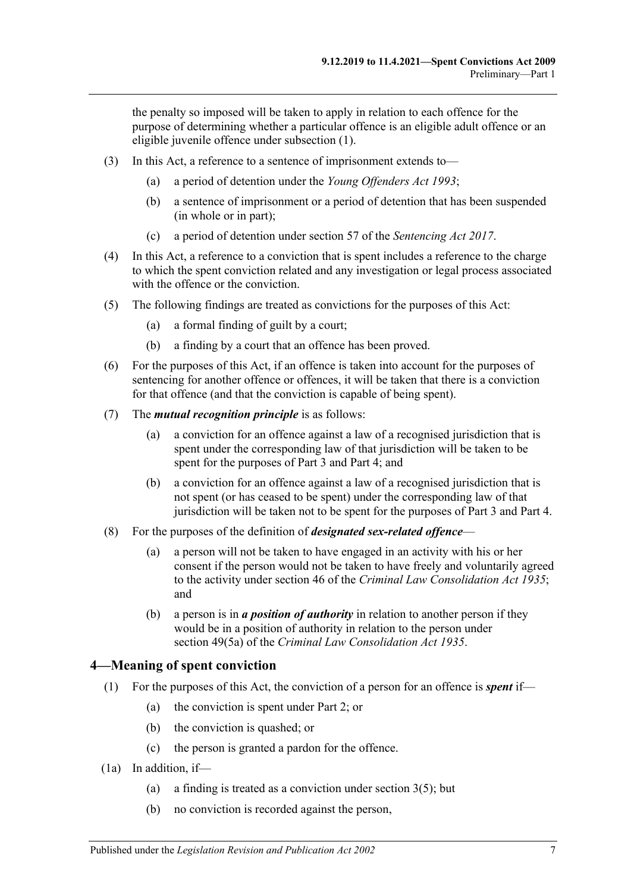the penalty so imposed will be taken to apply in relation to each offence for the purpose of determining whether a particular offence is an eligible adult offence or an eligible juvenile offence under subsection (1).

(3) In this Act, a reference to a sentence of imprisonment extends to—

(a) a period of detention under the *Young Offenders Act 1993*;

(b) a sentence of imprisonment or a period of detention that has been suspended (in whole or in part);

(c) a period of detention under section 57 of the *Sentencing Act 2017*.

(4) In this Act, a reference to a conviction that is spent includes a reference to the charge to which the spent conviction related and any investigation or legal process associated with the offence or the conviction.

(5) The following findings are treated as convictions for the purposes of this Act:

(a) a formal finding of guilt by a court;

(b) a finding by a court that an offence has been proved.

(6) For the purposes of this Act, if an offence is taken into account for the purposes of sentencing for another offence or offences, it will be taken that there is a conviction for that offence (and that the conviction is capable of being spent).

(7) The ***mutual recognition principle*** is as follows:

(a) a conviction for an offence against a law of a recognised jurisdiction that is spent under the corresponding law of that jurisdiction will be taken to be spent for the purposes of Part 3 and Part 4; and

(b) a conviction for an offence against a law of a recognised jurisdiction that is not spent (or has ceased to be spent) under the corresponding law of that jurisdiction will be taken not to be spent for the purposes of Part 3 and Part 4.

(8) For the purposes of the definition of ***designated sex-related offence***—

(a) a person will not be taken to have engaged in an activity with his or her consent if the person would not be taken to have freely and voluntarily agreed to the activity under section 46 of the *Criminal Law Consolidation Act 1935*; and

(b) a person is in ***a position of authority*** in relation to another person if they would be in a position of authority in relation to the person under section 49(5a) of the *Criminal Law Consolidation Act 1935*.

## 4—Meaning of spent conviction

(1) For the purposes of this Act, the conviction of a person for an offence is ***spent*** if—

(a) the conviction is spent under Part 2; or

(b) the conviction is quashed; or

(c) the person is granted a pardon for the offence.

(1a) In addition, if—

(a) a finding is treated as a conviction under section 3(5); but

(b) no conviction is recorded against the person,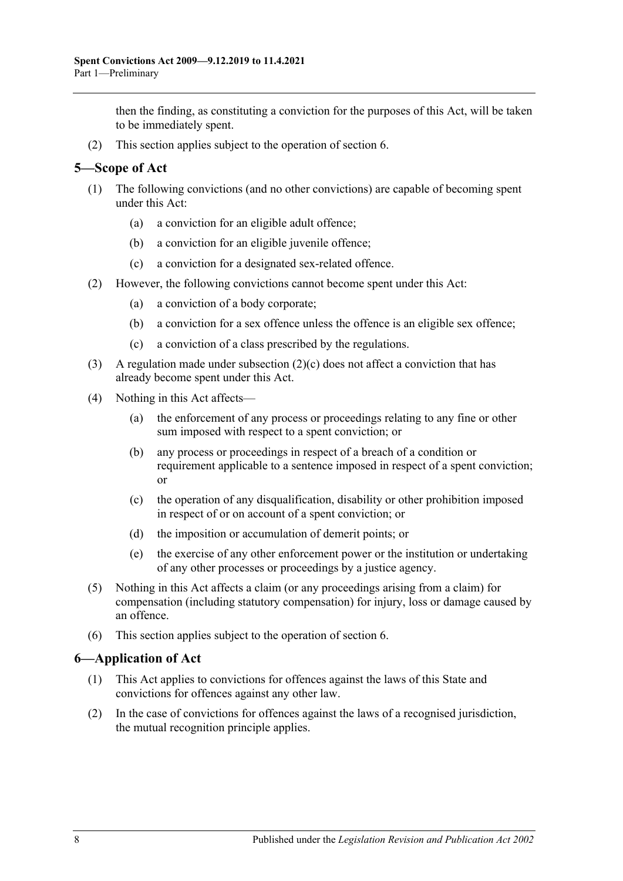then the finding, as constituting a conviction for the purposes of this Act, will be taken to be immediately spent.

(2) This section applies subject to the operation of section 6.

## 5—Scope of Act

(1) The following convictions (and no other convictions) are capable of becoming spent under this Act:

(a) a conviction for an eligible adult offence;

(b) a conviction for an eligible juvenile offence;

(c) a conviction for a designated sex-related offence.

(2) However, the following convictions cannot become spent under this Act:

(a) a conviction of a body corporate;

(b) a conviction for a sex offence unless the offence is an eligible sex offence;

(c) a conviction of a class prescribed by the regulations.

(3) A regulation made under subsection (2)(c) does not affect a conviction that has already become spent under this Act.

(4) Nothing in this Act affects—

(a) the enforcement of any process or proceedings relating to any fine or other sum imposed with respect to a spent conviction; or

(b) any process or proceedings in respect of a breach of a condition or requirement applicable to a sentence imposed in respect of a spent conviction; or

(c) the operation of any disqualification, disability or other prohibition imposed in respect of or on account of a spent conviction; or

(d) the imposition or accumulation of demerit points; or

(e) the exercise of any other enforcement power or the institution or undertaking of any other processes or proceedings by a justice agency.

(5) Nothing in this Act affects a claim (or any proceedings arising from a claim) for compensation (including statutory compensation) for injury, loss or damage caused by an offence.

(6) This section applies subject to the operation of section 6.

## 6—Application of Act

(1) This Act applies to convictions for offences against the laws of this State and convictions for offences against any other law.

(2) In the case of convictions for offences against the laws of a recognised jurisdiction, the mutual recognition principle applies.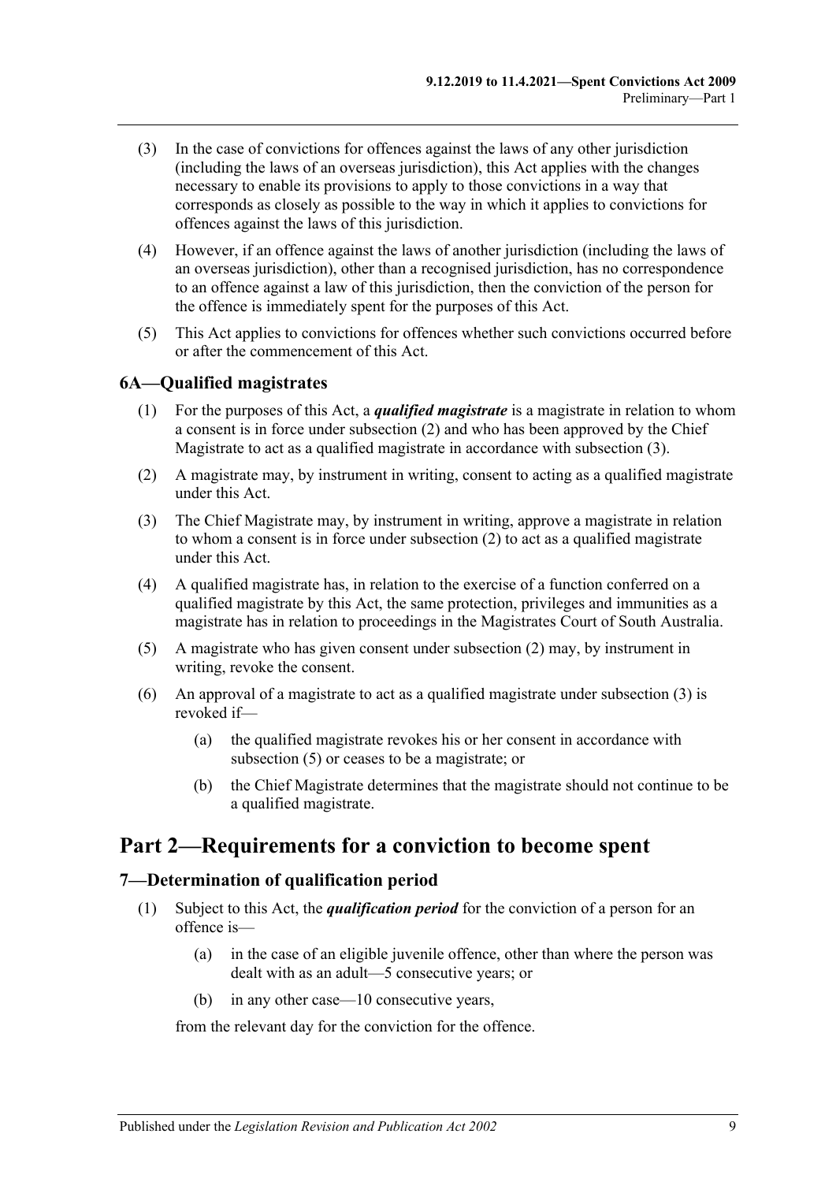(3) In the case of convictions for offences against the laws of any other jurisdiction (including the laws of an overseas jurisdiction), this Act applies with the changes necessary to enable its provisions to apply to those convictions in a way that corresponds as closely as possible to the way in which it applies to convictions for offences against the laws of this jurisdiction.

(4) However, if an offence against the laws of another jurisdiction (including the laws of an overseas jurisdiction), other than a recognised jurisdiction, has no correspondence to an offence against a law of this jurisdiction, then the conviction of the person for the offence is immediately spent for the purposes of this Act.

(5) This Act applies to convictions for offences whether such convictions occurred before or after the commencement of this Act.

### 6A—Qualified magistrates

(1) For the purposes of this Act, a ***qualified magistrate*** is a magistrate in relation to whom a consent is in force under subsection (2) and who has been approved by the Chief Magistrate to act as a qualified magistrate in accordance with subsection (3).

(2) A magistrate may, by instrument in writing, consent to acting as a qualified magistrate under this Act.

(3) The Chief Magistrate may, by instrument in writing, approve a magistrate in relation to whom a consent is in force under subsection (2) to act as a qualified magistrate under this Act.

(4) A qualified magistrate has, in relation to the exercise of a function conferred on a qualified magistrate by this Act, the same protection, privileges and immunities as a magistrate has in relation to proceedings in the Magistrates Court of South Australia.

(5) A magistrate who has given consent under subsection (2) may, by instrument in writing, revoke the consent.

(6) An approval of a magistrate to act as a qualified magistrate under subsection (3) is revoked if—

- (a) the qualified magistrate revokes his or her consent in accordance with subsection (5) or ceases to be a magistrate; or
- (b) the Chief Magistrate determines that the magistrate should not continue to be a qualified magistrate.

## Part 2—Requirements for a conviction to become spent

### 7—Determination of qualification period

(1) Subject to this Act, the ***qualification period*** for the conviction of a person for an offence is—

- (a) in the case of an eligible juvenile offence, other than where the person was dealt with as an adult—5 consecutive years; or
- (b) in any other case—10 consecutive years,

from the relevant day for the conviction for the offence.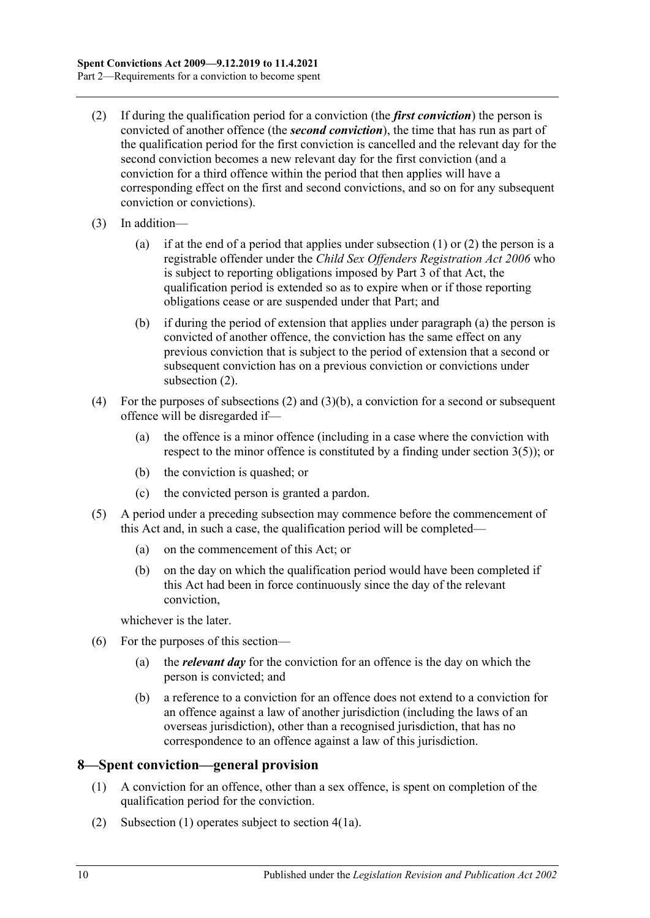(2) If during the qualification period for a conviction (the ***first conviction***) the person is convicted of another offence (the ***second conviction***), the time that has run as part of the qualification period for the first conviction is cancelled and the relevant day for the second conviction becomes a new relevant day for the first conviction (and a conviction for a third offence within the period that then applies will have a corresponding effect on the first and second convictions, and so on for any subsequent conviction or convictions).

(3) In addition—

(a) if at the end of a period that applies under subsection (1) or (2) the person is a registrable offender under the *Child Sex Offenders Registration Act 2006* who is subject to reporting obligations imposed by Part 3 of that Act, the qualification period is extended so as to expire when or if those reporting obligations cease or are suspended under that Part; and

(b) if during the period of extension that applies under paragraph (a) the person is convicted of another offence, the conviction has the same effect on any previous conviction that is subject to the period of extension that a second or subsequent conviction has on a previous conviction or convictions under subsection (2).

(4) For the purposes of subsections (2) and (3)(b), a conviction for a second or subsequent offence will be disregarded if—

(a) the offence is a minor offence (including in a case where the conviction with respect to the minor offence is constituted by a finding under section 3(5)); or

(b) the conviction is quashed; or

(c) the convicted person is granted a pardon.

(5) A period under a preceding subsection may commence before the commencement of this Act and, in such a case, the qualification period will be completed—

(a) on the commencement of this Act; or

(b) on the day on which the qualification period would have been completed if this Act had been in force continuously since the day of the relevant conviction,

whichever is the later.

(6) For the purposes of this section—

(a) the ***relevant day*** for the conviction for an offence is the day on which the person is convicted; and

(b) a reference to a conviction for an offence does not extend to a conviction for an offence against a law of another jurisdiction (including the laws of an overseas jurisdiction), other than a recognised jurisdiction, that has no correspondence to an offence against a law of this jurisdiction.

## 8—Spent conviction—general provision

(1) A conviction for an offence, other than a sex offence, is spent on completion of the qualification period for the conviction.

(2) Subsection (1) operates subject to section 4(1a).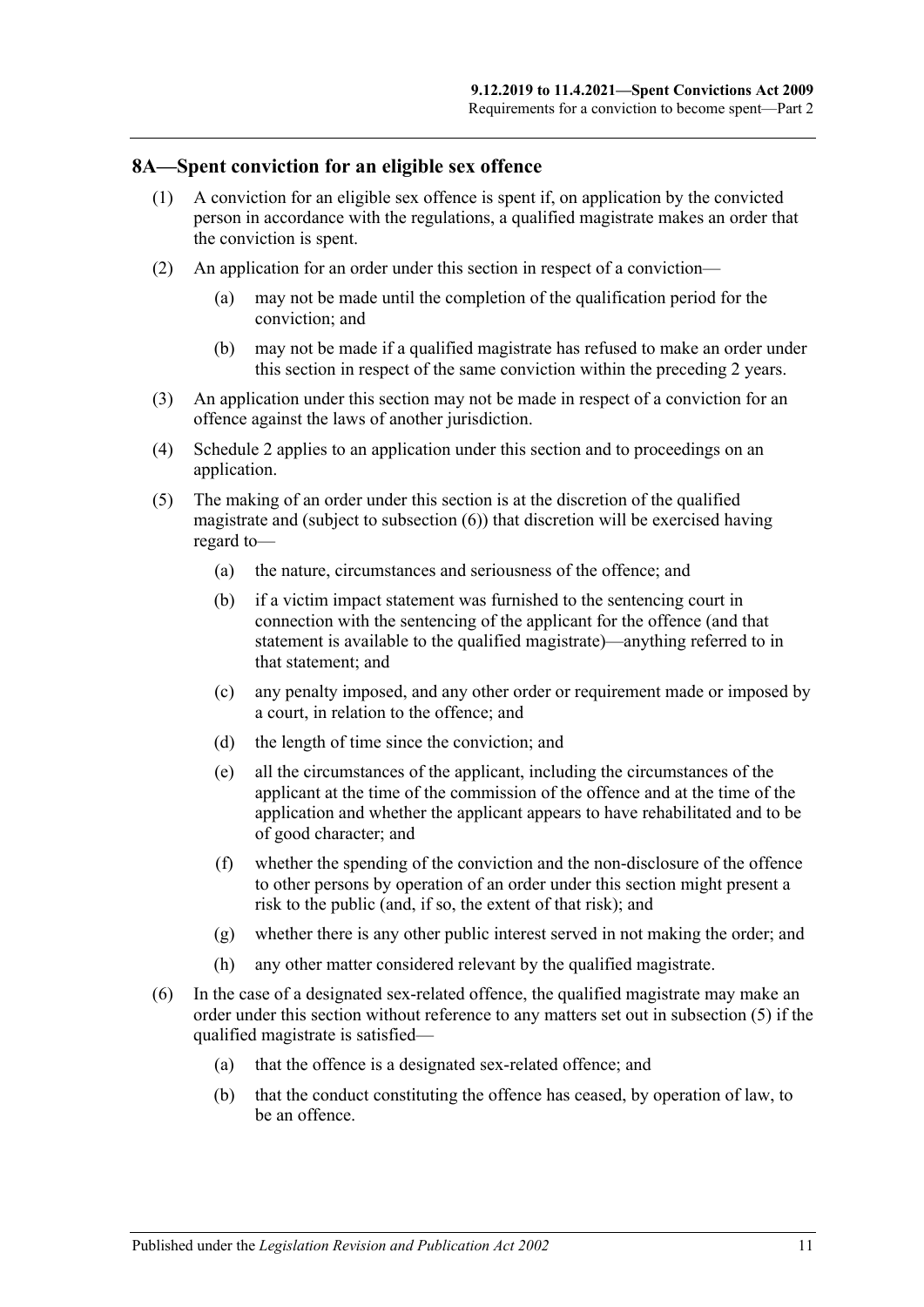## 8A—Spent conviction for an eligible sex offence

(1) A conviction for an eligible sex offence is spent if, on application by the convicted person in accordance with the regulations, a qualified magistrate makes an order that the conviction is spent.

(2) An application for an order under this section in respect of a conviction—

(a) may not be made until the completion of the qualification period for the conviction; and

(b) may not be made if a qualified magistrate has refused to make an order under this section in respect of the same conviction within the preceding 2 years.

(3) An application under this section may not be made in respect of a conviction for an offence against the laws of another jurisdiction.

(4) Schedule 2 applies to an application under this section and to proceedings on an application.

(5) The making of an order under this section is at the discretion of the qualified magistrate and (subject to subsection (6)) that discretion will be exercised having regard to—

(a) the nature, circumstances and seriousness of the offence; and

(b) if a victim impact statement was furnished to the sentencing court in connection with the sentencing of the applicant for the offence (and that statement is available to the qualified magistrate)—anything referred to in that statement; and

(c) any penalty imposed, and any other order or requirement made or imposed by a court, in relation to the offence; and

(d) the length of time since the conviction; and

(e) all the circumstances of the applicant, including the circumstances of the applicant at the time of the commission of the offence and at the time of the application and whether the applicant appears to have rehabilitated and to be of good character; and

(f) whether the spending of the conviction and the non-disclosure of the offence to other persons by operation of an order under this section might present a risk to the public (and, if so, the extent of that risk); and

(g) whether there is any other public interest served in not making the order; and

(h) any other matter considered relevant by the qualified magistrate.

(6) In the case of a designated sex-related offence, the qualified magistrate may make an order under this section without reference to any matters set out in subsection (5) if the qualified magistrate is satisfied—

(a) that the offence is a designated sex-related offence; and

(b) that the conduct constituting the offence has ceased, by operation of law, to be an offence.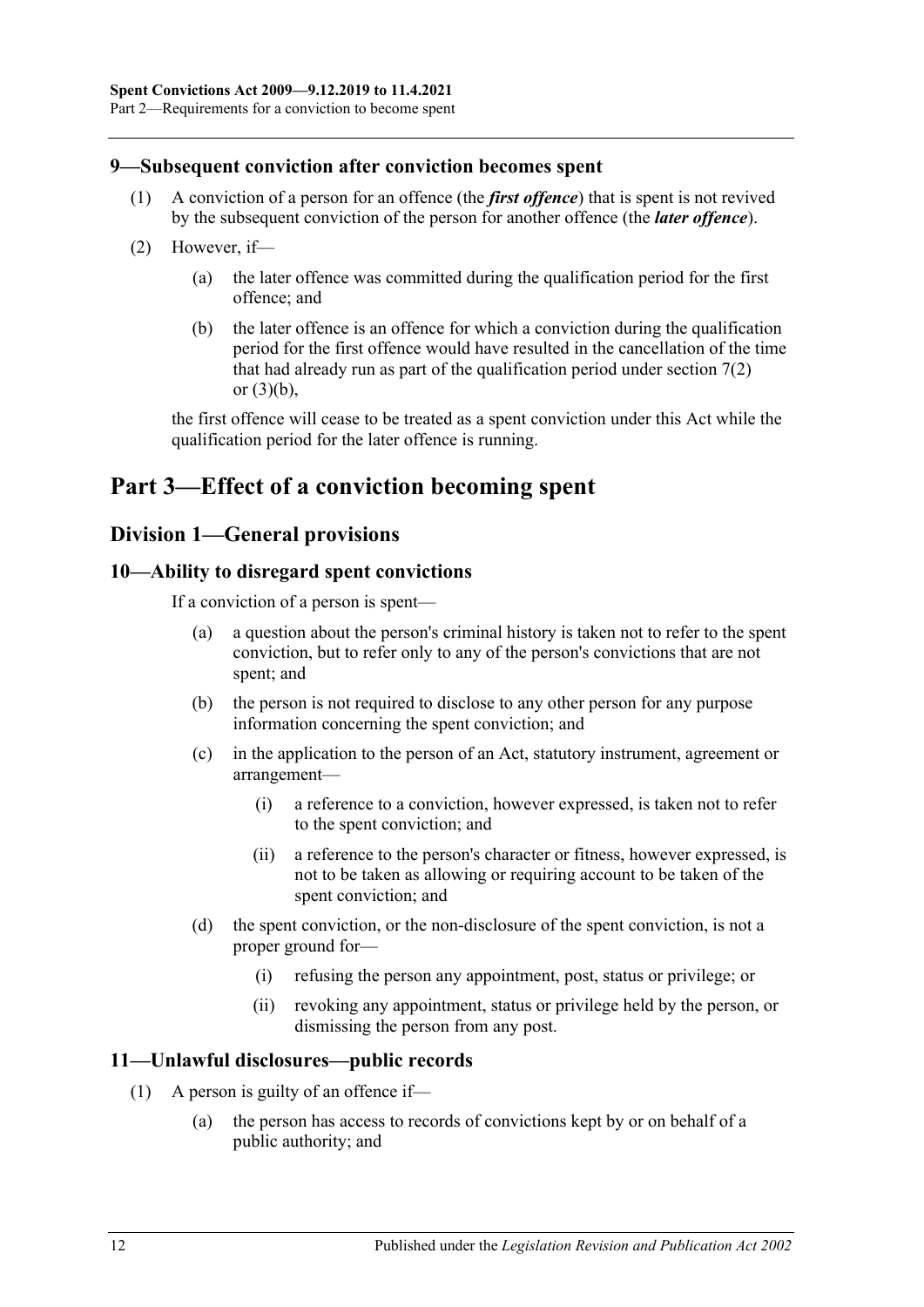### 9—Subsequent conviction after conviction becomes spent

(1) A conviction of a person for an offence (the ***first offence***) that is spent is not revived by the subsequent conviction of the person for another offence (the ***later offence***).

(2) However, if—

(a) the later offence was committed during the qualification period for the first offence; and

(b) the later offence is an offence for which a conviction during the qualification period for the first offence would have resulted in the cancellation of the time that had already run as part of the qualification period under section 7(2) or (3)(b),

the first offence will cease to be treated as a spent conviction under this Act while the qualification period for the later offence is running.

# Part 3—Effect of a conviction becoming spent

## Division 1—General provisions

### 10—Ability to disregard spent convictions

If a conviction of a person is spent—

(a) a question about the person's criminal history is taken not to refer to the spent conviction, but to refer only to any of the person's convictions that are not spent; and

(b) the person is not required to disclose to any other person for any purpose information concerning the spent conviction; and

(c) in the application to the person of an Act, statutory instrument, agreement or arrangement—

(i) a reference to a conviction, however expressed, is taken not to refer to the spent conviction; and

(ii) a reference to the person's character or fitness, however expressed, is not to be taken as allowing or requiring account to be taken of the spent conviction; and

(d) the spent conviction, or the non-disclosure of the spent conviction, is not a proper ground for—

(i) refusing the person any appointment, post, status or privilege; or

(ii) revoking any appointment, status or privilege held by the person, or dismissing the person from any post.

### 11—Unlawful disclosures—public records

(1) A person is guilty of an offence if—

(a) the person has access to records of convictions kept by or on behalf of a public authority; and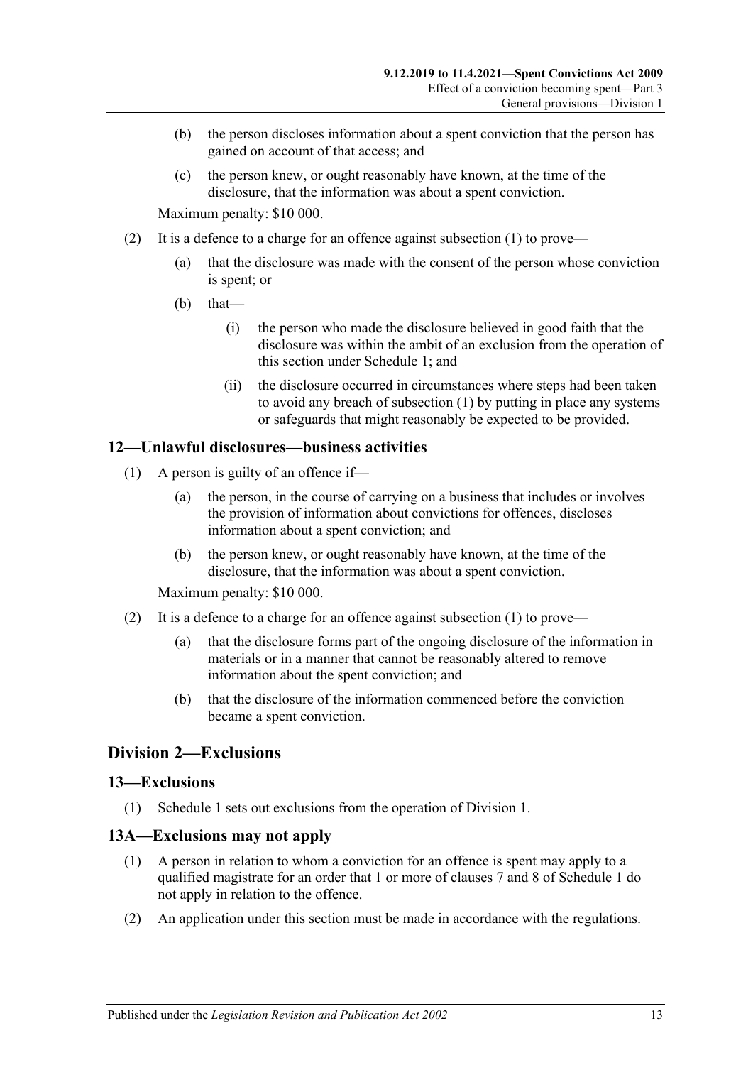(b) the person discloses information about a spent conviction that the person has gained on account of that access; and

(c) the person knew, or ought reasonably have known, at the time of the disclosure, that the information was about a spent conviction.

Maximum penalty: $10 000.

(2) It is a defence to a charge for an offence against subsection (1) to prove—

(a) that the disclosure was made with the consent of the person whose conviction is spent; or

(b) that—

(i) the person who made the disclosure believed in good faith that the disclosure was within the ambit of an exclusion from the operation of this section under Schedule 1; and

(ii) the disclosure occurred in circumstances where steps had been taken to avoid any breach of subsection (1) by putting in place any systems or safeguards that might reasonably be expected to be provided.

### 12—Unlawful disclosures—business activities

(1) A person is guilty of an offence if—

(a) the person, in the course of carrying on a business that includes or involves the provision of information about convictions for offences, discloses information about a spent conviction; and

(b) the person knew, or ought reasonably have known, at the time of the disclosure, that the information was about a spent conviction.

Maximum penalty: $10 000.

(2) It is a defence to a charge for an offence against subsection (1) to prove—

(a) that the disclosure forms part of the ongoing disclosure of the information in materials or in a manner that cannot be reasonably altered to remove information about the spent conviction; and

(b) that the disclosure of the information commenced before the conviction became a spent conviction.

## Division 2—Exclusions

### 13—Exclusions

(1) Schedule 1 sets out exclusions from the operation of Division 1.

### 13A—Exclusions may not apply

(1) A person in relation to whom a conviction for an offence is spent may apply to a qualified magistrate for an order that 1 or more of clauses 7 and 8 of Schedule 1 do not apply in relation to the offence.

(2) An application under this section must be made in accordance with the regulations.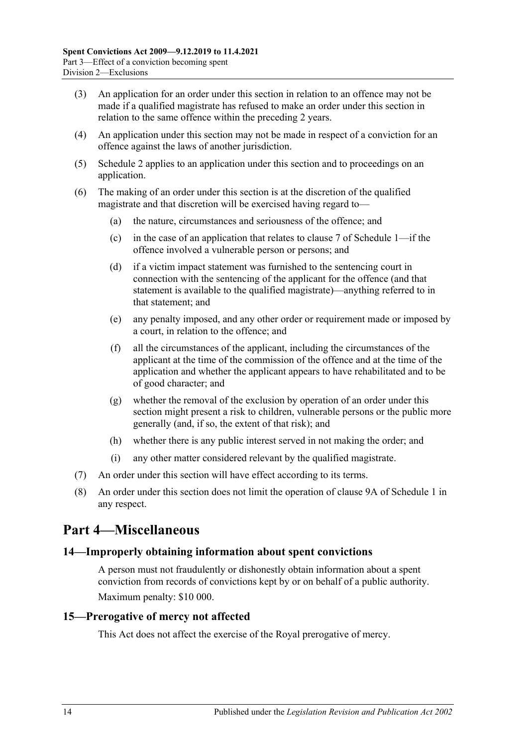(3) An application for an order under this section in relation to an offence may not be made if a qualified magistrate has refused to make an order under this section in relation to the same offence within the preceding 2 years.

(4) An application under this section may not be made in respect of a conviction for an offence against the laws of another jurisdiction.

(5) Schedule 2 applies to an application under this section and to proceedings on an application.

(6) The making of an order under this section is at the discretion of the qualified magistrate and that discretion will be exercised having regard to—

(a) the nature, circumstances and seriousness of the offence; and

(c) in the case of an application that relates to clause 7 of Schedule 1—if the offence involved a vulnerable person or persons; and

(d) if a victim impact statement was furnished to the sentencing court in connection with the sentencing of the applicant for the offence (and that statement is available to the qualified magistrate)—anything referred to in that statement; and

(e) any penalty imposed, and any other order or requirement made or imposed by a court, in relation to the offence; and

(f) all the circumstances of the applicant, including the circumstances of the applicant at the time of the commission of the offence and at the time of the application and whether the applicant appears to have rehabilitated and to be of good character; and

(g) whether the removal of the exclusion by operation of an order under this section might present a risk to children, vulnerable persons or the public more generally (and, if so, the extent of that risk); and

(h) whether there is any public interest served in not making the order; and

(i) any other matter considered relevant by the qualified magistrate.

(7) An order under this section will have effect according to its terms.

(8) An order under this section does not limit the operation of clause 9A of Schedule 1 in any respect.

# Part 4—Miscellaneous

## 14—Improperly obtaining information about spent convictions

A person must not fraudulently or dishonestly obtain information about a spent conviction from records of convictions kept by or on behalf of a public authority.

Maximum penalty: $10 000.

## 15—Prerogative of mercy not affected

This Act does not affect the exercise of the Royal prerogative of mercy.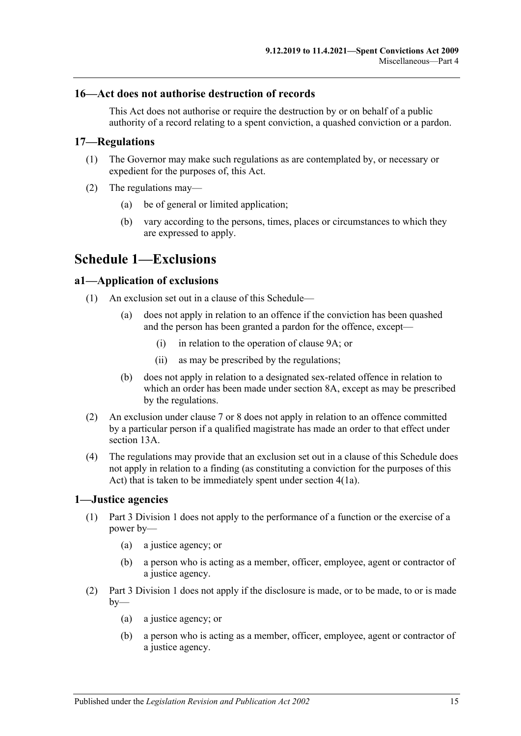### 16—Act does not authorise destruction of records

This Act does not authorise or require the destruction by or on behalf of a public authority of a record relating to a spent conviction, a quashed conviction or a pardon.

### 17—Regulations

(1) The Governor may make such regulations as are contemplated by, or necessary or expedient for the purposes of, this Act.

(2) The regulations may—

(a) be of general or limited application;

(b) vary according to the persons, times, places or circumstances to which they are expressed to apply.

## Schedule 1—Exclusions

### a1—Application of exclusions

(1) An exclusion set out in a clause of this Schedule—

(a) does not apply in relation to an offence if the conviction has been quashed and the person has been granted a pardon for the offence, except—

(i) in relation to the operation of clause 9A; or

(ii) as may be prescribed by the regulations;

(b) does not apply in relation to a designated sex-related offence in relation to which an order has been made under section 8A, except as may be prescribed by the regulations.

(2) An exclusion under clause 7 or 8 does not apply in relation to an offence committed by a particular person if a qualified magistrate has made an order to that effect under section 13A.

(4) The regulations may provide that an exclusion set out in a clause of this Schedule does not apply in relation to a finding (as constituting a conviction for the purposes of this Act) that is taken to be immediately spent under section 4(1a).

### 1—Justice agencies

(1) Part 3 Division 1 does not apply to the performance of a function or the exercise of a power by—

(a) a justice agency; or

(b) a person who is acting as a member, officer, employee, agent or contractor of a justice agency.

(2) Part 3 Division 1 does not apply if the disclosure is made, or to be made, to or is made by—

(a) a justice agency; or

(b) a person who is acting as a member, officer, employee, agent or contractor of a justice agency.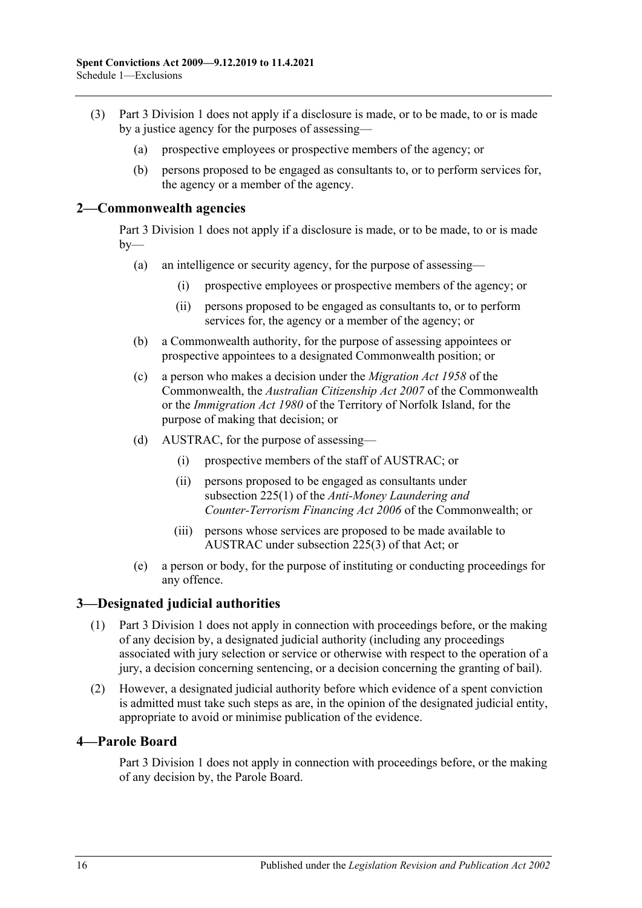(3) Part 3 Division 1 does not apply if a disclosure is made, or to be made, to or is made by a justice agency for the purposes of assessing—

(a) prospective employees or prospective members of the agency; or

(b) persons proposed to be engaged as consultants to, or to perform services for, the agency or a member of the agency.

## 2—Commonwealth agencies

Part 3 Division 1 does not apply if a disclosure is made, or to be made, to or is made by—

(a) an intelligence or security agency, for the purpose of assessing—

(i) prospective employees or prospective members of the agency; or

(ii) persons proposed to be engaged as consultants to, or to perform services for, the agency or a member of the agency; or

(b) a Commonwealth authority, for the purpose of assessing appointees or prospective appointees to a designated Commonwealth position; or

(c) a person who makes a decision under the *Migration Act 1958* of the Commonwealth, the *Australian Citizenship Act 2007* of the Commonwealth or the *Immigration Act 1980* of the Territory of Norfolk Island, for the purpose of making that decision; or

(d) AUSTRAC, for the purpose of assessing—

(i) prospective members of the staff of AUSTRAC; or

(ii) persons proposed to be engaged as consultants under subsection 225(1) of the *Anti-Money Laundering and Counter-Terrorism Financing Act 2006* of the Commonwealth; or

(iii) persons whose services are proposed to be made available to AUSTRAC under subsection 225(3) of that Act; or

(e) a person or body, for the purpose of instituting or conducting proceedings for any offence.

## 3—Designated judicial authorities

(1) Part 3 Division 1 does not apply in connection with proceedings before, or the making of any decision by, a designated judicial authority (including any proceedings associated with jury selection or service or otherwise with respect to the operation of a jury, a decision concerning sentencing, or a decision concerning the granting of bail).

(2) However, a designated judicial authority before which evidence of a spent conviction is admitted must take such steps as are, in the opinion of the designated judicial entity, appropriate to avoid or minimise publication of the evidence.

## 4—Parole Board

Part 3 Division 1 does not apply in connection with proceedings before, or the making of any decision by, the Parole Board.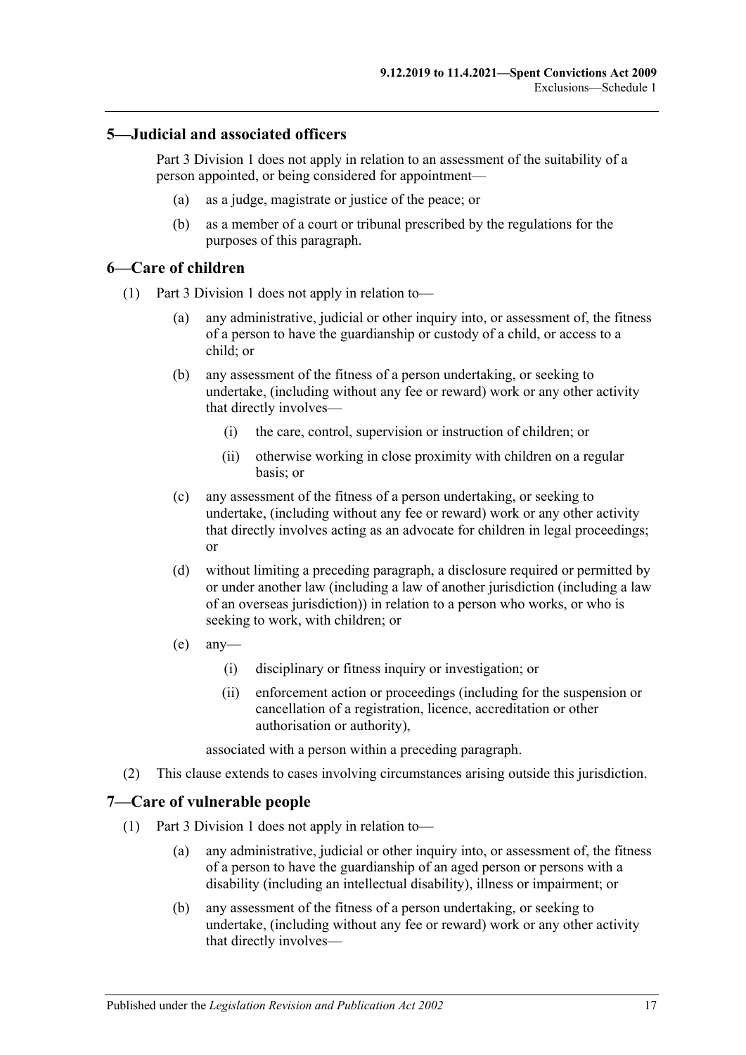## 5—Judicial and associated officers

Part 3 Division 1 does not apply in relation to an assessment of the suitability of a person appointed, or being considered for appointment—

(a) as a judge, magistrate or justice of the peace; or

(b) as a member of a court or tribunal prescribed by the regulations for the purposes of this paragraph.

## 6—Care of children

(1) Part 3 Division 1 does not apply in relation to—

(a) any administrative, judicial or other inquiry into, or assessment of, the fitness of a person to have the guardianship or custody of a child, or access to a child; or

(b) any assessment of the fitness of a person undertaking, or seeking to undertake, (including without any fee or reward) work or any other activity that directly involves—

(i) the care, control, supervision or instruction of children; or

(ii) otherwise working in close proximity with children on a regular basis; or

(c) any assessment of the fitness of a person undertaking, or seeking to undertake, (including without any fee or reward) work or any other activity that directly involves acting as an advocate for children in legal proceedings; or

(d) without limiting a preceding paragraph, a disclosure required or permitted by or under another law (including a law of another jurisdiction (including a law of an overseas jurisdiction)) in relation to a person who works, or who is seeking to work, with children; or

(e) any—

(i) disciplinary or fitness inquiry or investigation; or

(ii) enforcement action or proceedings (including for the suspension or cancellation of a registration, licence, accreditation or other authorisation or authority),

associated with a person within a preceding paragraph.

(2) This clause extends to cases involving circumstances arising outside this jurisdiction.

## 7—Care of vulnerable people

(1) Part 3 Division 1 does not apply in relation to—

(a) any administrative, judicial or other inquiry into, or assessment of, the fitness of a person to have the guardianship of an aged person or persons with a disability (including an intellectual disability), illness or impairment; or

(b) any assessment of the fitness of a person undertaking, or seeking to undertake, (including without any fee or reward) work or any other activity that directly involves—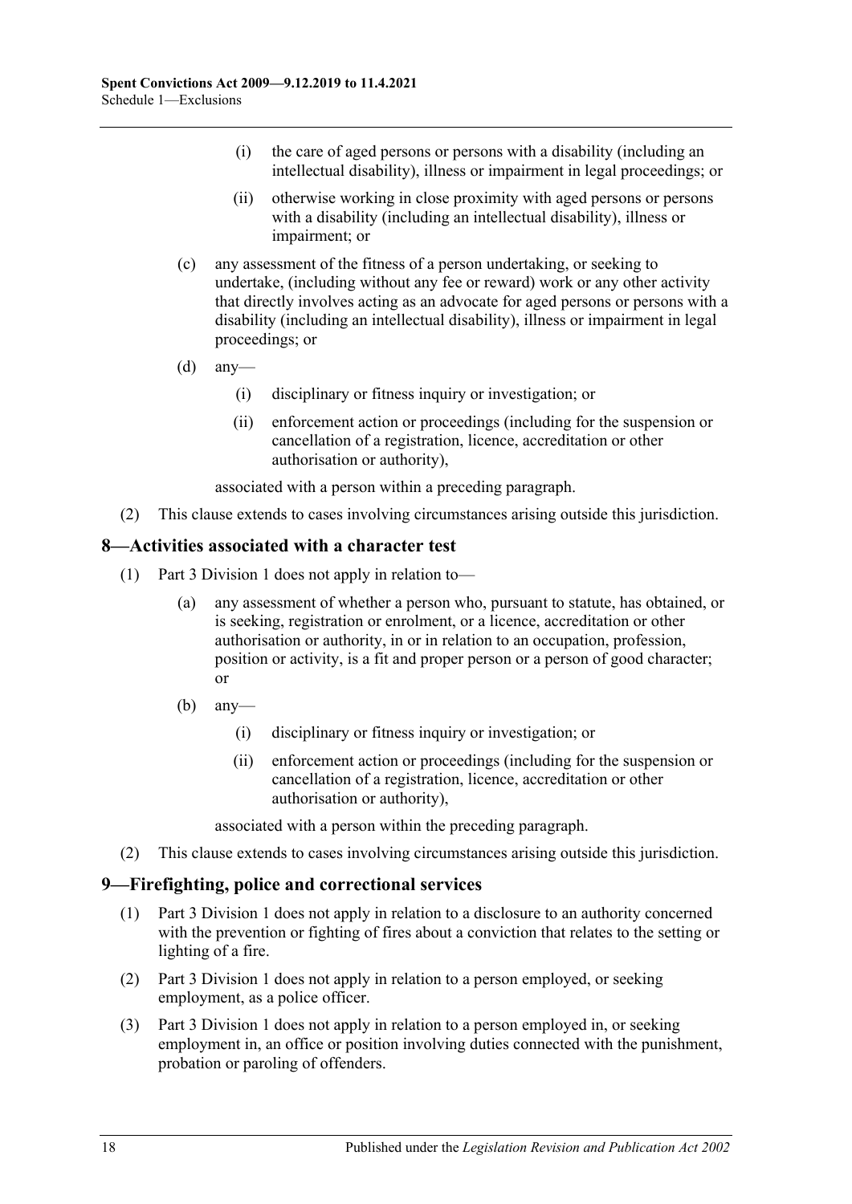(i) the care of aged persons or persons with a disability (including an intellectual disability), illness or impairment in legal proceedings; or

(ii) otherwise working in close proximity with aged persons or persons with a disability (including an intellectual disability), illness or impairment; or

(c) any assessment of the fitness of a person undertaking, or seeking to undertake, (including without any fee or reward) work or any other activity that directly involves acting as an advocate for aged persons or persons with a disability (including an intellectual disability), illness or impairment in legal proceedings; or

(d) any—

(i) disciplinary or fitness inquiry or investigation; or

(ii) enforcement action or proceedings (including for the suspension or cancellation of a registration, licence, accreditation or other authorisation or authority),

associated with a person within a preceding paragraph.

(2) This clause extends to cases involving circumstances arising outside this jurisdiction.

## 8—Activities associated with a character test

(1) Part 3 Division 1 does not apply in relation to—

(a) any assessment of whether a person who, pursuant to statute, has obtained, or is seeking, registration or enrolment, or a licence, accreditation or other authorisation or authority, in or in relation to an occupation, profession, position or activity, is a fit and proper person or a person of good character; or

(b) any—

(i) disciplinary or fitness inquiry or investigation; or

(ii) enforcement action or proceedings (including for the suspension or cancellation of a registration, licence, accreditation or other authorisation or authority),

associated with a person within the preceding paragraph.

(2) This clause extends to cases involving circumstances arising outside this jurisdiction.

## 9—Firefighting, police and correctional services

(1) Part 3 Division 1 does not apply in relation to a disclosure to an authority concerned with the prevention or fighting of fires about a conviction that relates to the setting or lighting of a fire.

(2) Part 3 Division 1 does not apply in relation to a person employed, or seeking employment, as a police officer.

(3) Part 3 Division 1 does not apply in relation to a person employed in, or seeking employment in, an office or position involving duties connected with the punishment, probation or paroling of offenders.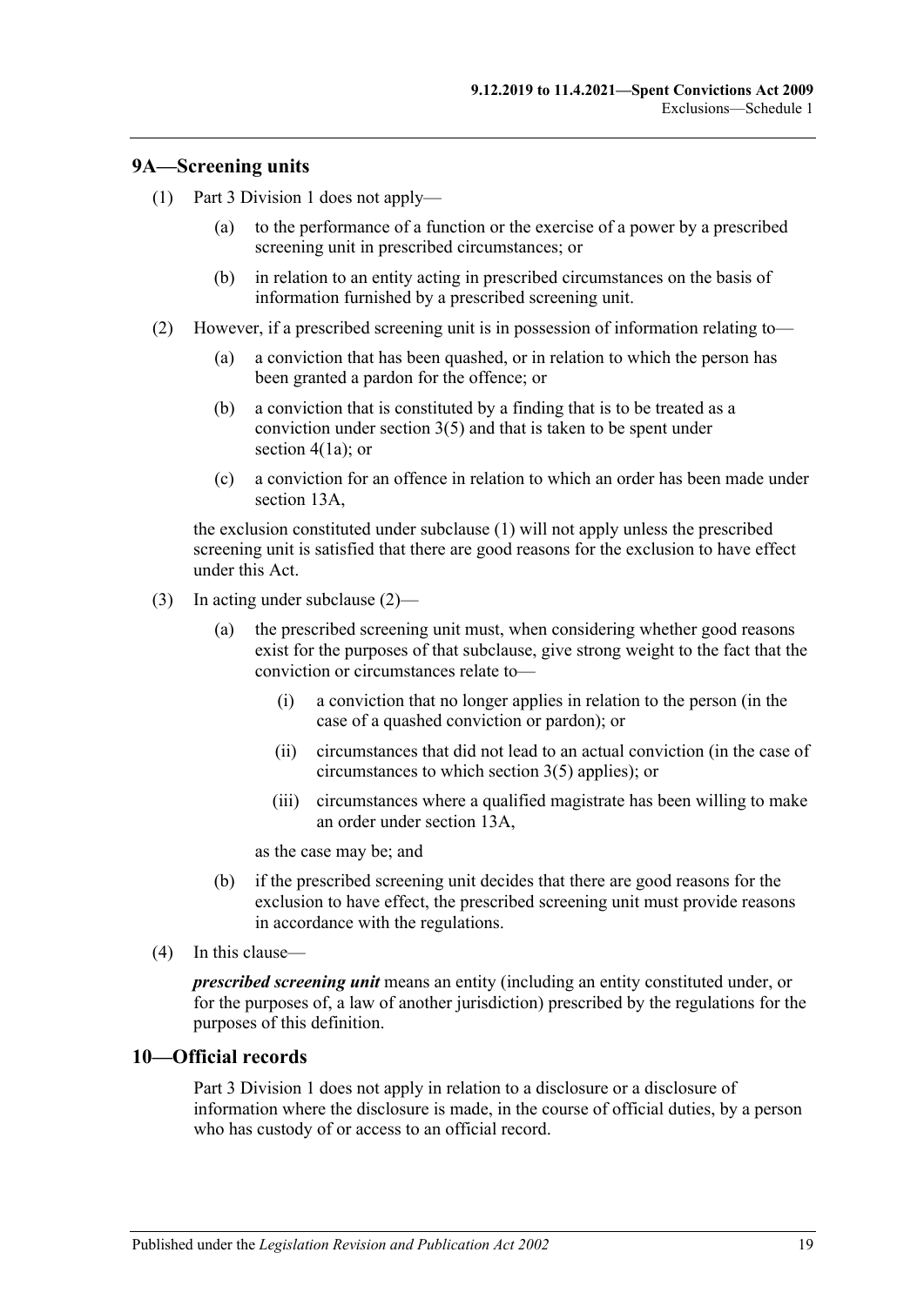## 9A—Screening units

(1) Part 3 Division 1 does not apply—

(a) to the performance of a function or the exercise of a power by a prescribed screening unit in prescribed circumstances; or

(b) in relation to an entity acting in prescribed circumstances on the basis of information furnished by a prescribed screening unit.

(2) However, if a prescribed screening unit is in possession of information relating to—

(a) a conviction that has been quashed, or in relation to which the person has been granted a pardon for the offence; or

(b) a conviction that is constituted by a finding that is to be treated as a conviction under section 3(5) and that is taken to be spent under section 4(1a); or

(c) a conviction for an offence in relation to which an order has been made under section 13A,

the exclusion constituted under subclause (1) will not apply unless the prescribed screening unit is satisfied that there are good reasons for the exclusion to have effect under this Act.

(3) In acting under subclause (2)—

(a) the prescribed screening unit must, when considering whether good reasons exist for the purposes of that subclause, give strong weight to the fact that the conviction or circumstances relate to—

(i) a conviction that no longer applies in relation to the person (in the case of a quashed conviction or pardon); or

(ii) circumstances that did not lead to an actual conviction (in the case of circumstances to which section 3(5) applies); or

(iii) circumstances where a qualified magistrate has been willing to make an order under section 13A,

as the case may be; and

(b) if the prescribed screening unit decides that there are good reasons for the exclusion to have effect, the prescribed screening unit must provide reasons in accordance with the regulations.

(4) In this clause—

***prescribed screening unit*** means an entity (including an entity constituted under, or for the purposes of, a law of another jurisdiction) prescribed by the regulations for the purposes of this definition.

## 10—Official records

Part 3 Division 1 does not apply in relation to a disclosure or a disclosure of information where the disclosure is made, in the course of official duties, by a person who has custody of or access to an official record.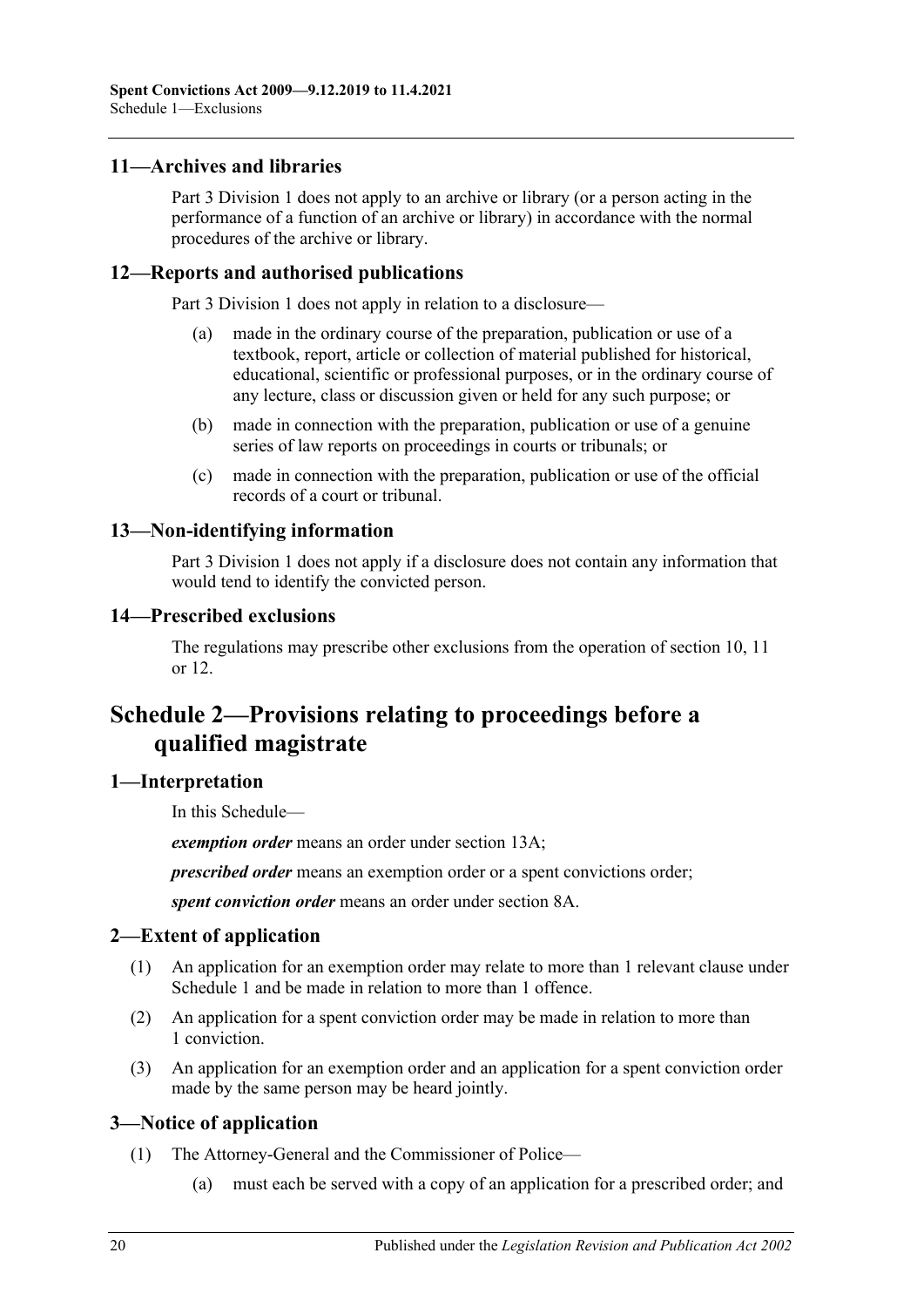### 11—Archives and libraries

Part 3 Division 1 does not apply to an archive or library (or a person acting in the performance of a function of an archive or library) in accordance with the normal procedures of the archive or library.

### 12—Reports and authorised publications

Part 3 Division 1 does not apply in relation to a disclosure—

- (a) made in the ordinary course of the preparation, publication or use of a textbook, report, article or collection of material published for historical, educational, scientific or professional purposes, or in the ordinary course of any lecture, class or discussion given or held for any such purpose; or
- (b) made in connection with the preparation, publication or use of a genuine series of law reports on proceedings in courts or tribunals; or
- (c) made in connection with the preparation, publication or use of the official records of a court or tribunal.

### 13—Non-identifying information

Part 3 Division 1 does not apply if a disclosure does not contain any information that would tend to identify the convicted person.

### 14—Prescribed exclusions

The regulations may prescribe other exclusions from the operation of section 10, 11 or 12.

## Schedule 2—Provisions relating to proceedings before a qualified magistrate

### 1—Interpretation

In this Schedule—

***exemption order*** means an order under section 13A;

***prescribed order*** means an exemption order or a spent convictions order;

***spent conviction order*** means an order under section 8A.

### 2—Extent of application

- (1) An application for an exemption order may relate to more than 1 relevant clause under Schedule 1 and be made in relation to more than 1 offence.
- (2) An application for a spent conviction order may be made in relation to more than 1 conviction.
- (3) An application for an exemption order and an application for a spent conviction order made by the same person may be heard jointly.

### 3—Notice of application

- (1) The Attorney-General and the Commissioner of Police—
  - (a) must each be served with a copy of an application for a prescribed order; and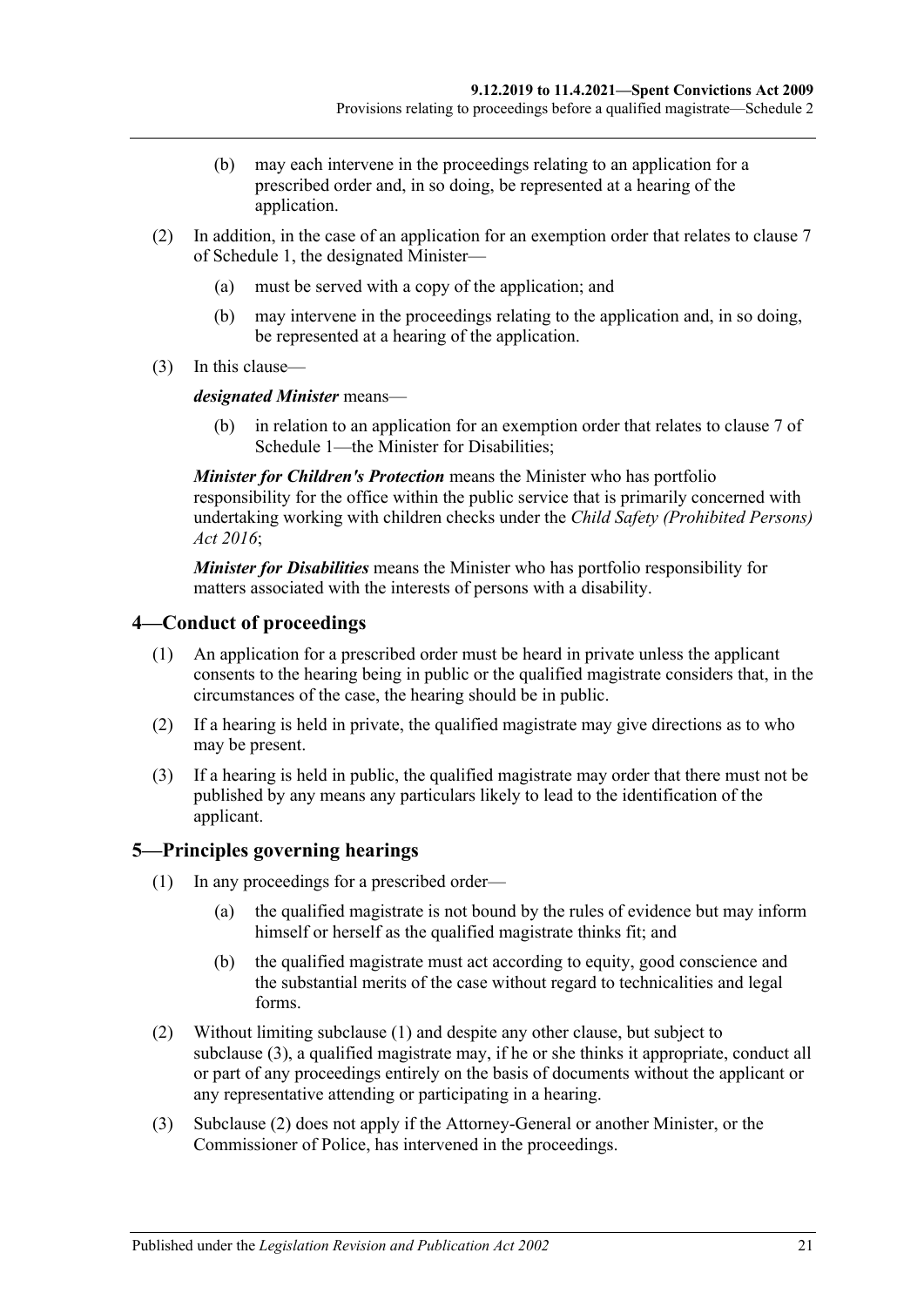(b) may each intervene in the proceedings relating to an application for a prescribed order and, in so doing, be represented at a hearing of the application.

(2) In addition, in the case of an application for an exemption order that relates to clause 7 of Schedule 1, the designated Minister—

(a) must be served with a copy of the application; and

(b) may intervene in the proceedings relating to the application and, in so doing, be represented at a hearing of the application.

(3) In this clause—

***designated Minister*** means—

(b) in relation to an application for an exemption order that relates to clause 7 of Schedule 1—the Minister for Disabilities;

***Minister for Children's Protection*** means the Minister who has portfolio responsibility for the office within the public service that is primarily concerned with undertaking working with children checks under the *Child Safety (Prohibited Persons) Act 2016*;

***Minister for Disabilities*** means the Minister who has portfolio responsibility for matters associated with the interests of persons with a disability.

## 4—Conduct of proceedings

(1) An application for a prescribed order must be heard in private unless the applicant consents to the hearing being in public or the qualified magistrate considers that, in the circumstances of the case, the hearing should be in public.

(2) If a hearing is held in private, the qualified magistrate may give directions as to who may be present.

(3) If a hearing is held in public, the qualified magistrate may order that there must not be published by any means any particulars likely to lead to the identification of the applicant.

## 5—Principles governing hearings

(1) In any proceedings for a prescribed order—

(a) the qualified magistrate is not bound by the rules of evidence but may inform himself or herself as the qualified magistrate thinks fit; and

(b) the qualified magistrate must act according to equity, good conscience and the substantial merits of the case without regard to technicalities and legal forms.

(2) Without limiting subclause (1) and despite any other clause, but subject to subclause (3), a qualified magistrate may, if he or she thinks it appropriate, conduct all or part of any proceedings entirely on the basis of documents without the applicant or any representative attending or participating in a hearing.

(3) Subclause (2) does not apply if the Attorney-General or another Minister, or the Commissioner of Police, has intervened in the proceedings.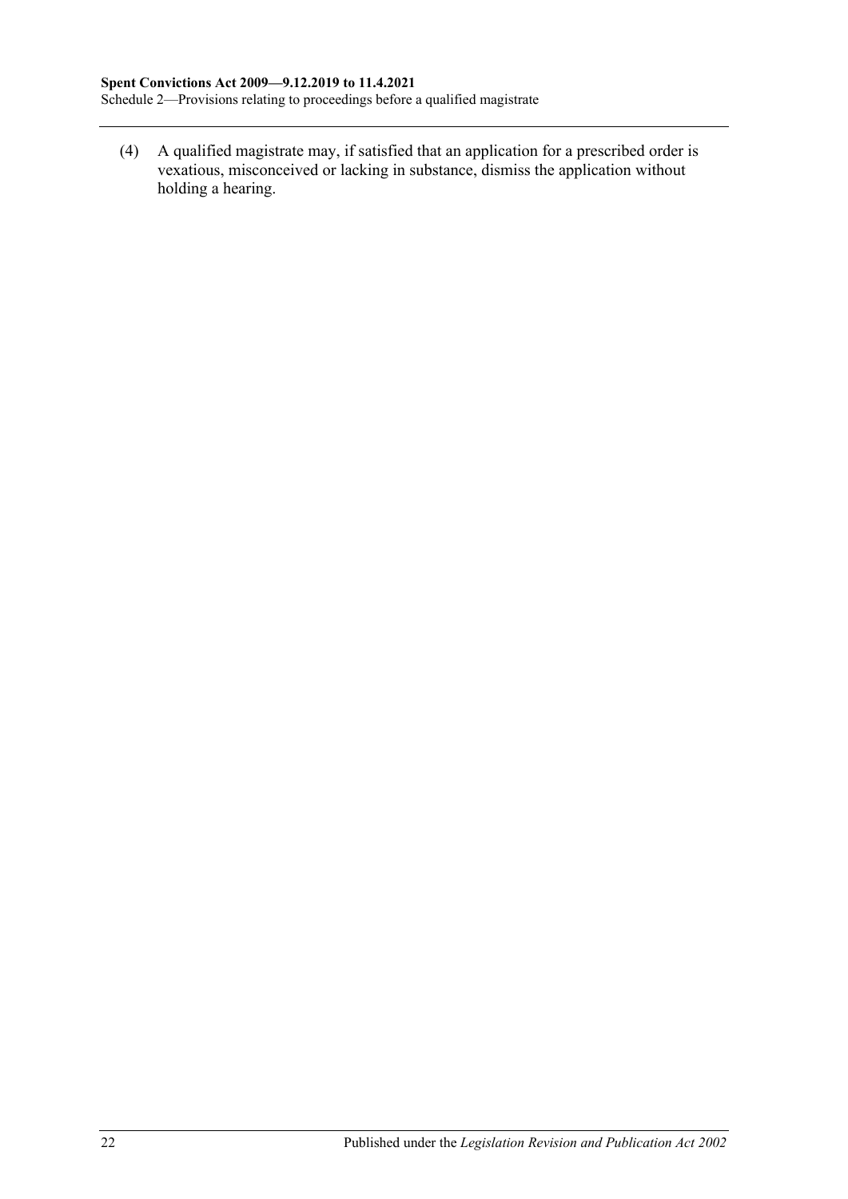(4) A qualified magistrate may, if satisfied that an application for a prescribed order is vexatious, misconceived or lacking in substance, dismiss the application without holding a hearing.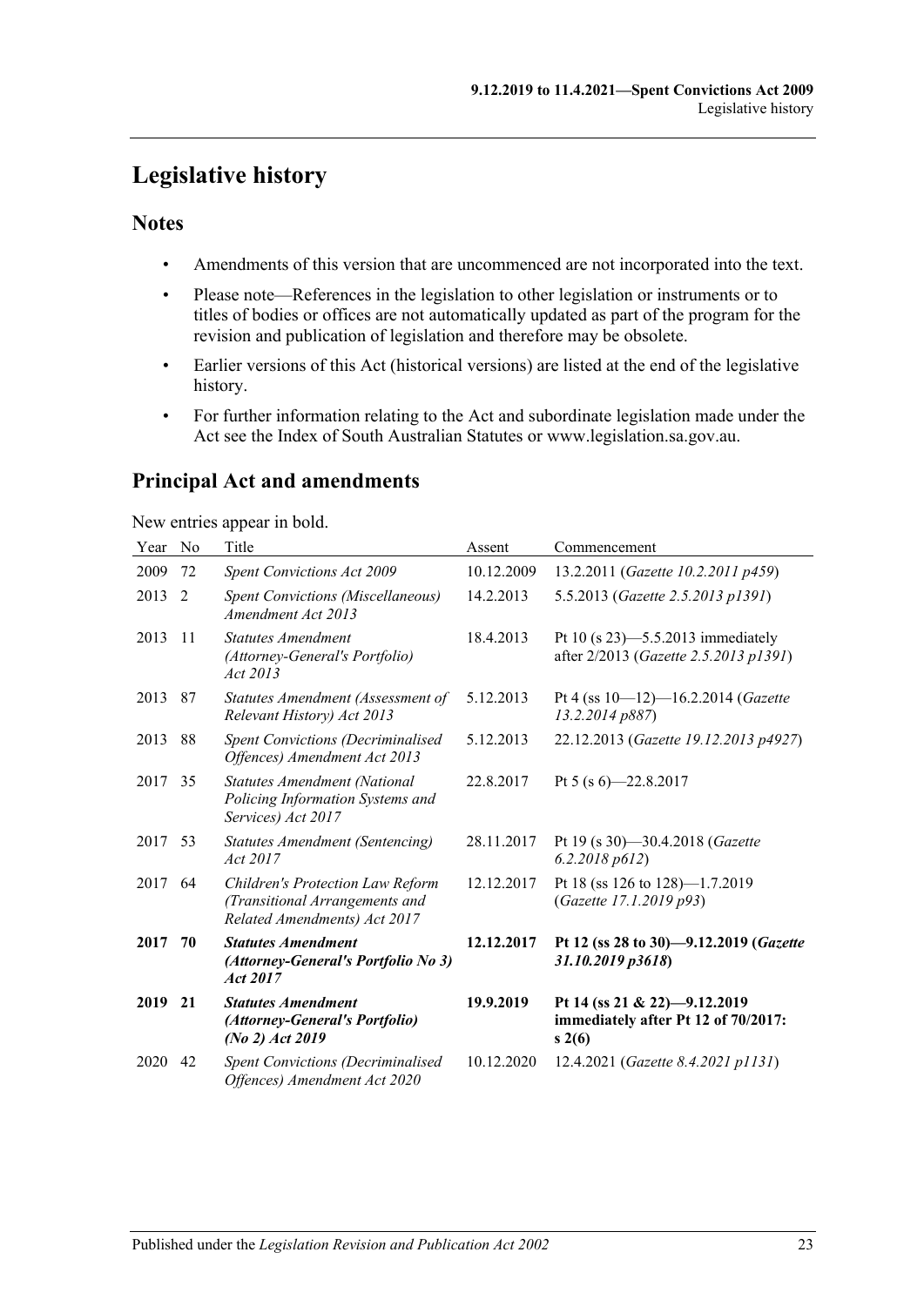# Legislative history

## Notes

- Amendments of this version that are uncommenced are not incorporated into the text.
- Please note—References in the legislation to other legislation or instruments or to titles of bodies or offices are not automatically updated as part of the program for the revision and publication of legislation and therefore may be obsolete.
- Earlier versions of this Act (historical versions) are listed at the end of the legislative history.
- For further information relating to the Act and subordinate legislation made under the Act see the Index of South Australian Statutes or www.legislation.sa.gov.au.

## Principal Act and amendments

New entries appear in bold.

| Year | No | Title | Assent | Commencement |
|---|---|---|---|---|
| 2009 | 72 | *Spent Convictions Act 2009* | 10.12.2009 | 13.2.2011 (*Gazette 10.2.2011 p459*) |
| 2013 | 2 | *Spent Convictions (Miscellaneous) Amendment Act 2013* | 14.2.2013 | 5.5.2013 (*Gazette 2.5.2013 p1391*) |
| 2013 | 11 | *Statutes Amendment (Attorney-General's Portfolio) Act 2013* | 18.4.2013 | Pt 10 (s 23)—5.5.2013 immediately after 2/2013 (*Gazette 2.5.2013 p1391*) |
| 2013 | 87 | *Statutes Amendment (Assessment of Relevant History) Act 2013* | 5.12.2013 | Pt 4 (ss 10—12)—16.2.2014 (*Gazette 13.2.2014 p887*) |
| 2013 | 88 | *Spent Convictions (Decriminalised Offences) Amendment Act 2013* | 5.12.2013 | 22.12.2013 (*Gazette 19.12.2013 p4927*) |
| 2017 | 35 | *Statutes Amendment (National Policing Information Systems and Services) Act 2017* | 22.8.2017 | Pt 5 (s 6)—22.8.2017 |
| 2017 | 53 | *Statutes Amendment (Sentencing) Act 2017* | 28.11.2017 | Pt 19 (s 30)—30.4.2018 (*Gazette 6.2.2018 p612*) |
| 2017 | 64 | *Children's Protection Law Reform (Transitional Arrangements and Related Amendments) Act 2017* | 12.12.2017 | Pt 18 (ss 126 to 128)—1.7.2019 (*Gazette 17.1.2019 p93*) |
| **2017** | **70** | ***Statutes Amendment (Attorney-General's Portfolio No 3) Act 2017*** | **12.12.2017** | **Pt 12 (ss 28 to 30)—9.12.2019 (*Gazette 31.10.2019 p3618*)** |
| **2019** | **21** | ***Statutes Amendment (Attorney-General's Portfolio) (No 2) Act 2019*** | **19.9.2019** | **Pt 14 (ss 21 & 22)—9.12.2019 immediately after Pt 12 of 70/2017: s 2(6)** |
| 2020 | 42 | *Spent Convictions (Decriminalised Offences) Amendment Act 2020* | 10.12.2020 | 12.4.2021 (*Gazette 8.4.2021 p1131*) |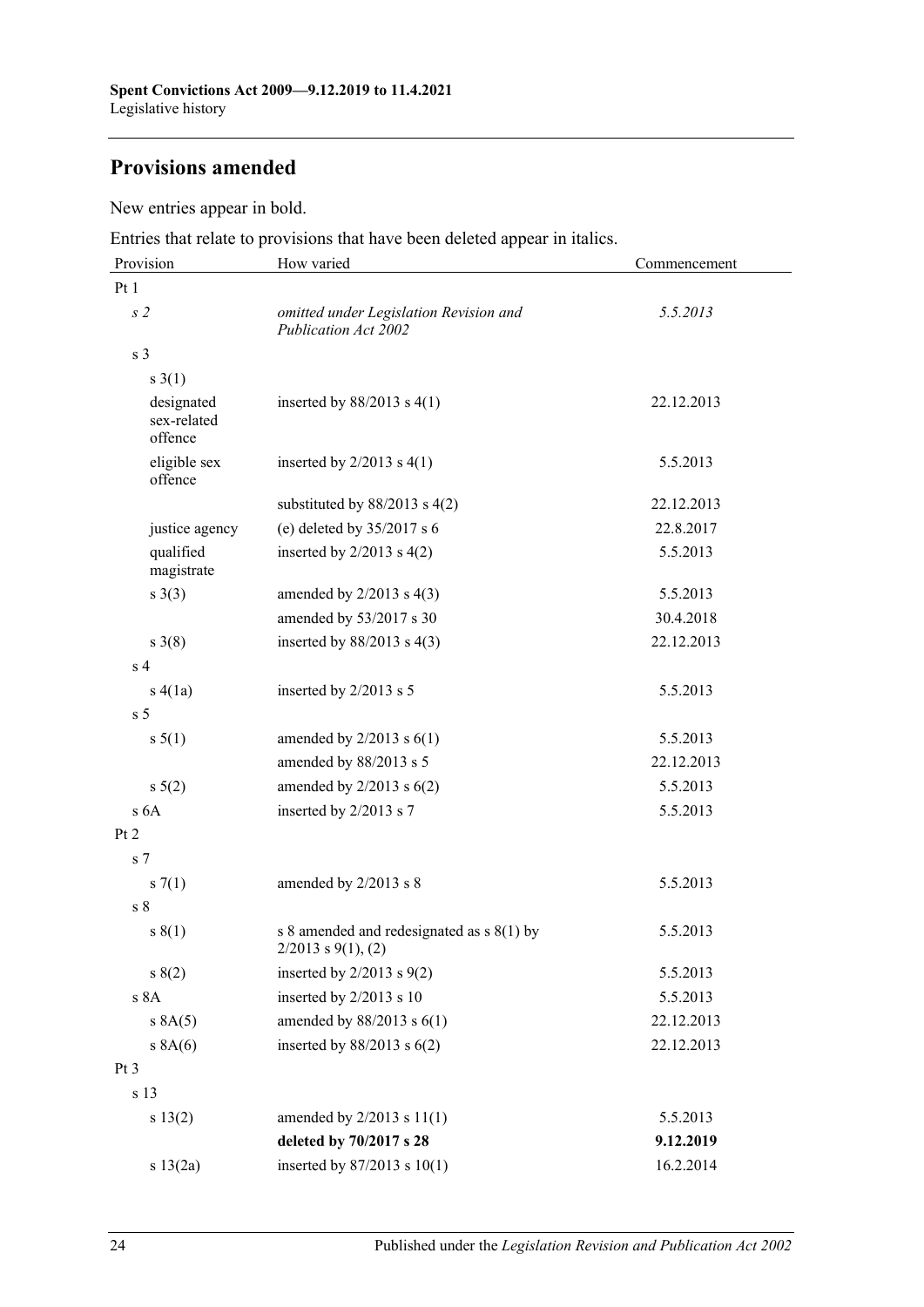## Provisions amended

New entries appear in bold.

Entries that relate to provisions that have been deleted appear in italics.

| Provision | How varied | Commencement |
|---|---|---|
| Pt 1 | | |
| *s 2* | *omitted under Legislation Revision and Publication Act 2002* | *5.5.2013* |
| s 3 | | |
| s 3(1) | | |
| designated sex-related offence | inserted by 88/2013 s 4(1) | 22.12.2013 |
| eligible sex offence | inserted by 2/2013 s 4(1) | 5.5.2013 |
| | substituted by 88/2013 s 4(2) | 22.12.2013 |
| justice agency | (e) deleted by 35/2017 s 6 | 22.8.2017 |
| qualified magistrate | inserted by 2/2013 s 4(2) | 5.5.2013 |
| s 3(3) | amended by 2/2013 s 4(3) | 5.5.2013 |
| | amended by 53/2017 s 30 | 30.4.2018 |
| s 3(8) | inserted by 88/2013 s 4(3) | 22.12.2013 |
| s 4 | | |
| s 4(1a) | inserted by 2/2013 s 5 | 5.5.2013 |
| s 5 | | |
| s 5(1) | amended by 2/2013 s 6(1) | 5.5.2013 |
| | amended by 88/2013 s 5 | 22.12.2013 |
| s 5(2) | amended by 2/2013 s 6(2) | 5.5.2013 |
| s 6A | inserted by 2/2013 s 7 | 5.5.2013 |
| Pt 2 | | |
| s 7 | | |
| s 7(1) | amended by 2/2013 s 8 | 5.5.2013 |
| s 8 | | |
| s 8(1) | s 8 amended and redesignated as s 8(1) by 2/2013 s 9(1), (2) | 5.5.2013 |
| s 8(2) | inserted by 2/2013 s 9(2) | 5.5.2013 |
| s 8A | inserted by 2/2013 s 10 | 5.5.2013 |
| s 8A(5) | amended by 88/2013 s 6(1) | 22.12.2013 |
| s 8A(6) | inserted by 88/2013 s 6(2) | 22.12.2013 |
| Pt 3 | | |
| s 13 | | |
| s 13(2) | amended by 2/2013 s 11(1) | 5.5.2013 |
| | **deleted by 70/2017 s 28** | **9.12.2019** |
| s 13(2a) | inserted by 87/2013 s 10(1) | 16.2.2014 |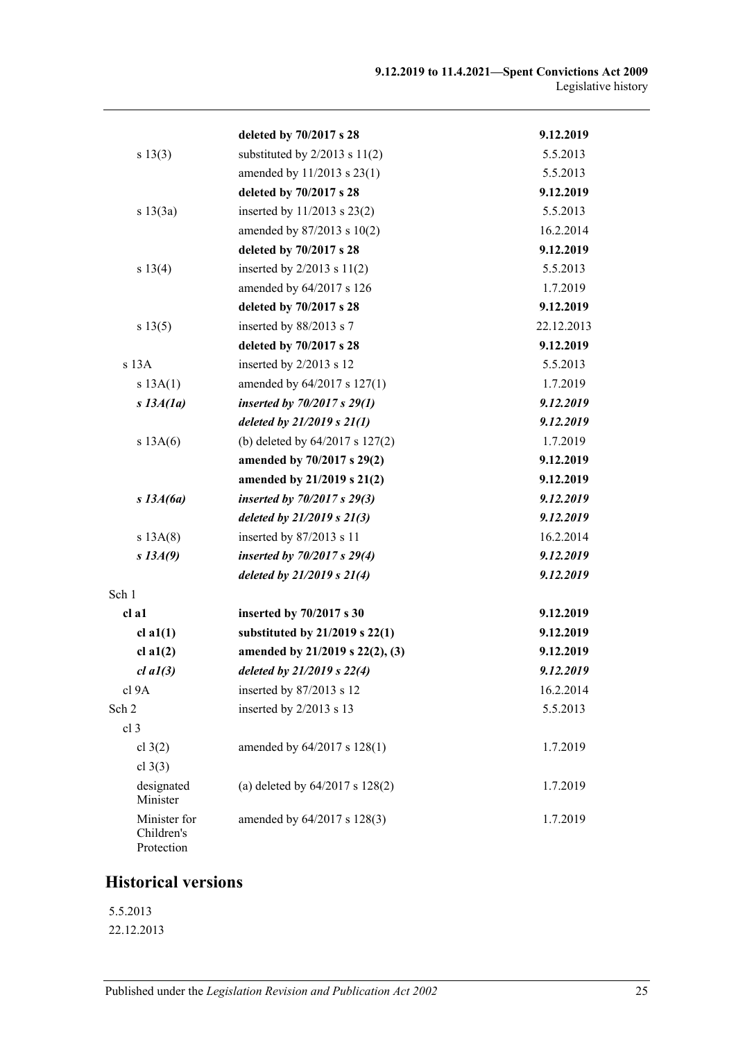| | | |
|---|---|---|
| | **deleted by 70/2017 s 28** | **9.12.2019** |
| s 13(3) | substituted by 2/2013 s 11(2) | 5.5.2013 |
| | amended by 11/2013 s 23(1) | 5.5.2013 |
| | **deleted by 70/2017 s 28** | **9.12.2019** |
| s 13(3a) | inserted by 11/2013 s 23(2) | 5.5.2013 |
| | amended by 87/2013 s 10(2) | 16.2.2014 |
| | **deleted by 70/2017 s 28** | **9.12.2019** |
| s 13(4) | inserted by 2/2013 s 11(2) | 5.5.2013 |
| | amended by 64/2017 s 126 | 1.7.2019 |
| | **deleted by 70/2017 s 28** | **9.12.2019** |
| s 13(5) | inserted by 88/2013 s 7 | 22.12.2013 |
| | **deleted by 70/2017 s 28** | **9.12.2019** |
| s 13A | inserted by 2/2013 s 12 | 5.5.2013 |
| s 13A(1) | amended by 64/2017 s 127(1) | 1.7.2019 |
| ***s 13A(1a)*** | ***inserted by 70/2017 s 29(1)*** | ***9.12.2019*** |
| | ***deleted by 21/2019 s 21(1)*** | ***9.12.2019*** |
| s 13A(6) | (b) deleted by 64/2017 s 127(2) | 1.7.2019 |
| | **amended by 70/2017 s 29(2)** | **9.12.2019** |
| | **amended by 21/2019 s 21(2)** | **9.12.2019** |
| ***s 13A(6a)*** | ***inserted by 70/2017 s 29(3)*** | ***9.12.2019*** |
| | ***deleted by 21/2019 s 21(3)*** | ***9.12.2019*** |
| s 13A(8) | inserted by 87/2013 s 11 | 16.2.2014 |
| ***s 13A(9)*** | ***inserted by 70/2017 s 29(4)*** | ***9.12.2019*** |
| | ***deleted by 21/2019 s 21(4)*** | ***9.12.2019*** |
| Sch 1 | | |
| **cl a1** | **inserted by 70/2017 s 30** | **9.12.2019** |
| **cl a1(1)** | **substituted by 21/2019 s 22(1)** | **9.12.2019** |
| **cl a1(2)** | **amended by 21/2019 s 22(2), (3)** | **9.12.2019** |
| ***cl a1(3)*** | ***deleted by 21/2019 s 22(4)*** | ***9.12.2019*** |
| cl 9A | inserted by 87/2013 s 12 | 16.2.2014 |
| Sch 2 | inserted by 2/2013 s 13 | 5.5.2013 |
| cl 3 | | |
| cl 3(2) | amended by 64/2017 s 128(1) | 1.7.2019 |
| cl 3(3) | | |
| designated Minister | (a) deleted by 64/2017 s 128(2) | 1.7.2019 |
| Minister for Children's Protection | amended by 64/2017 s 128(3) | 1.7.2019 |

## Historical versions

5.5.2013

22.12.2013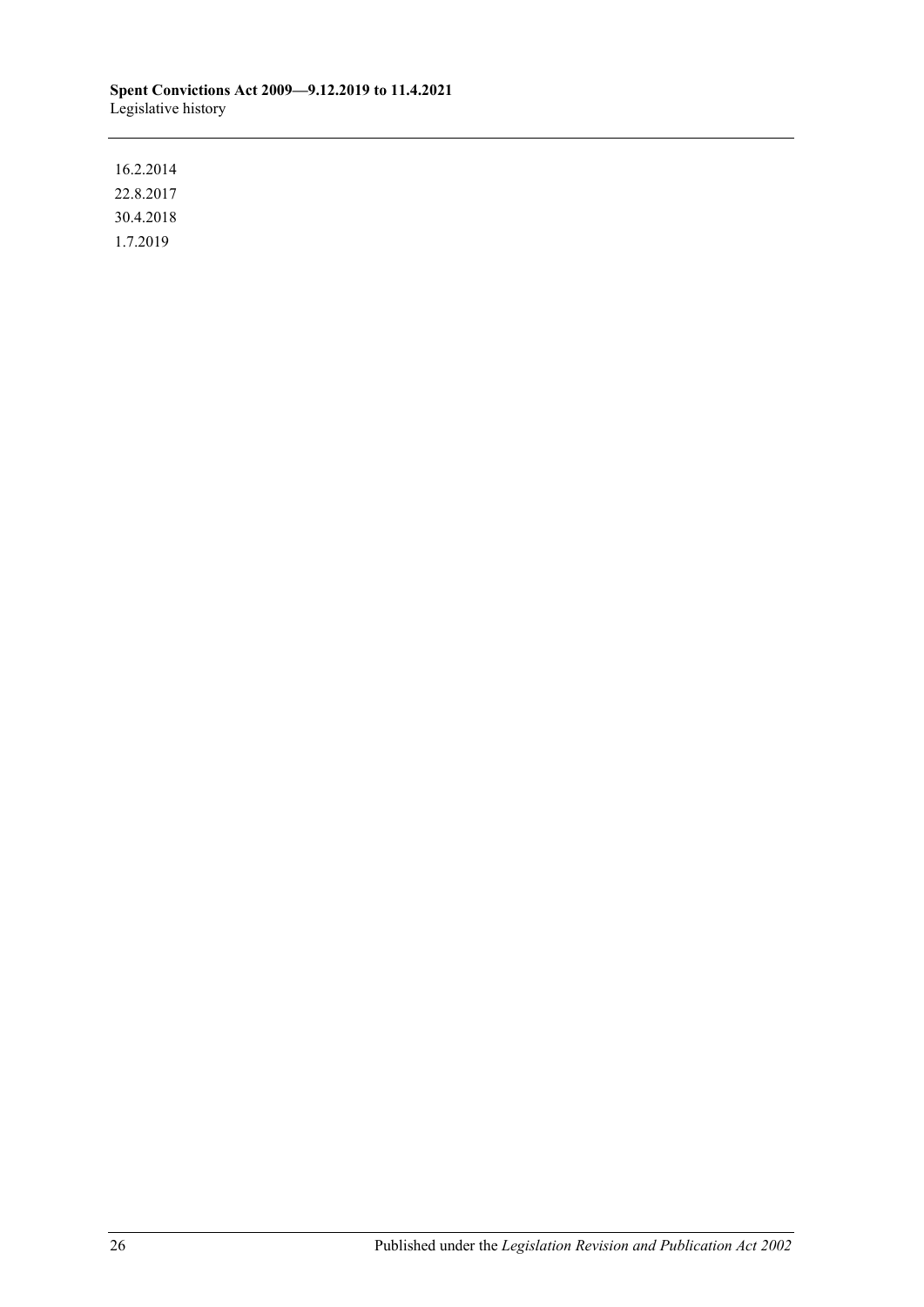16.2.2014

22.8.2017

30.4.2018

1.7.2019